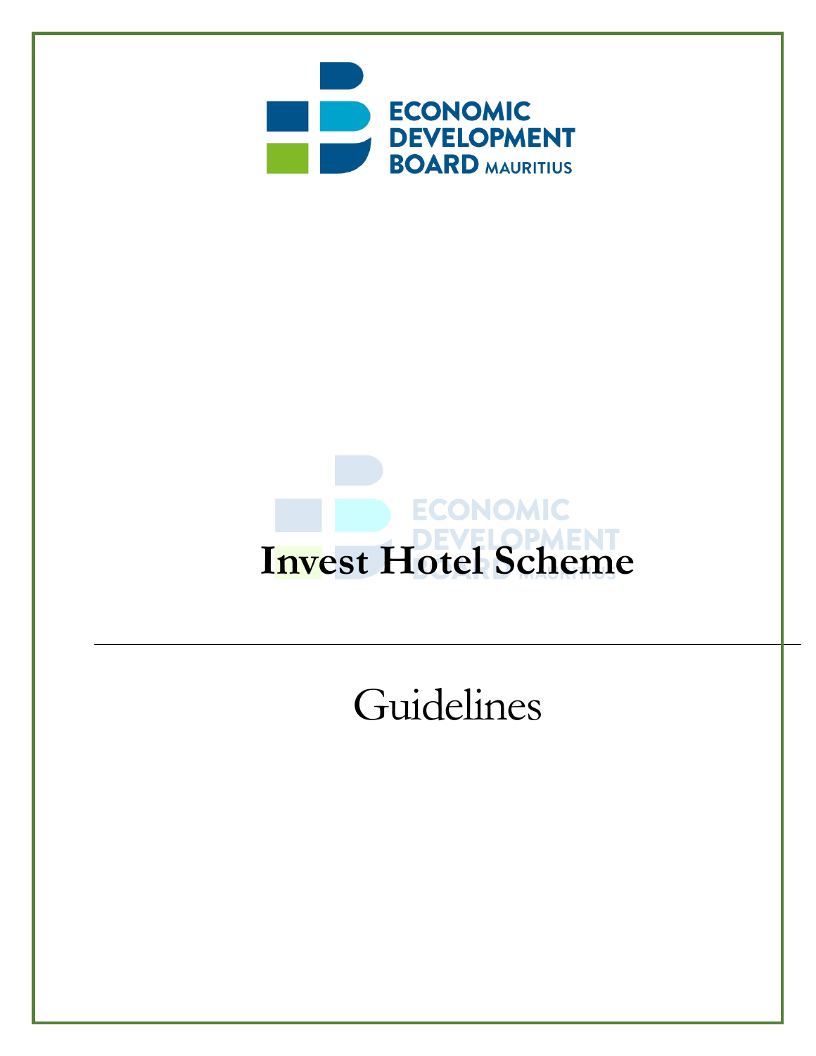ECONOMIC DEVELOPMENT BOARD MAURITIUS

# Invest Hotel Scheme

---

Guidelines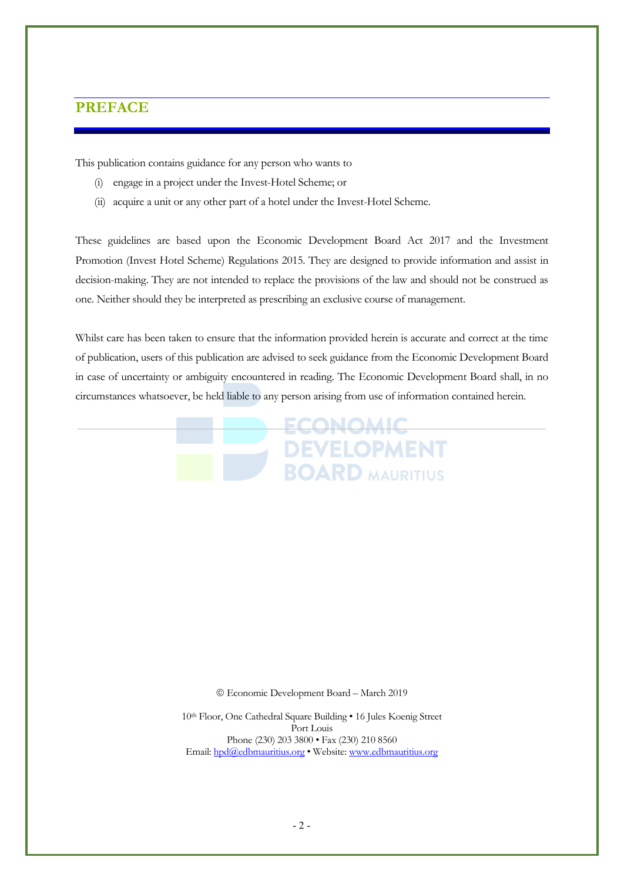# PREFACE

This publication contains guidance for any person who wants to

(i) engage in a project under the Invest-Hotel Scheme; or

(ii) acquire a unit or any other part of a hotel under the Invest-Hotel Scheme.

These guidelines are based upon the Economic Development Board Act 2017 and the Investment Promotion (Invest Hotel Scheme) Regulations 2015. They are designed to provide information and assist in decision-making. They are not intended to replace the provisions of the law and should not be construed as one. Neither should they be interpreted as prescribing an exclusive course of management.

Whilst care has been taken to ensure that the information provided herein is accurate and correct at the time of publication, users of this publication are advised to seek guidance from the Economic Development Board in case of uncertainty or ambiguity encountered in reading. The Economic Development Board shall, in no circumstances whatsoever, be held liable to any person arising from use of information contained herein.

© Economic Development Board – March 2019

10th Floor, One Cathedral Square Building • 16 Jules Koenig Street
Port Louis
Phone (230) 203 3800 • Fax (230) 210 8560
Email: hpd@edbmauritius.org • Website: www.edbmauritius.org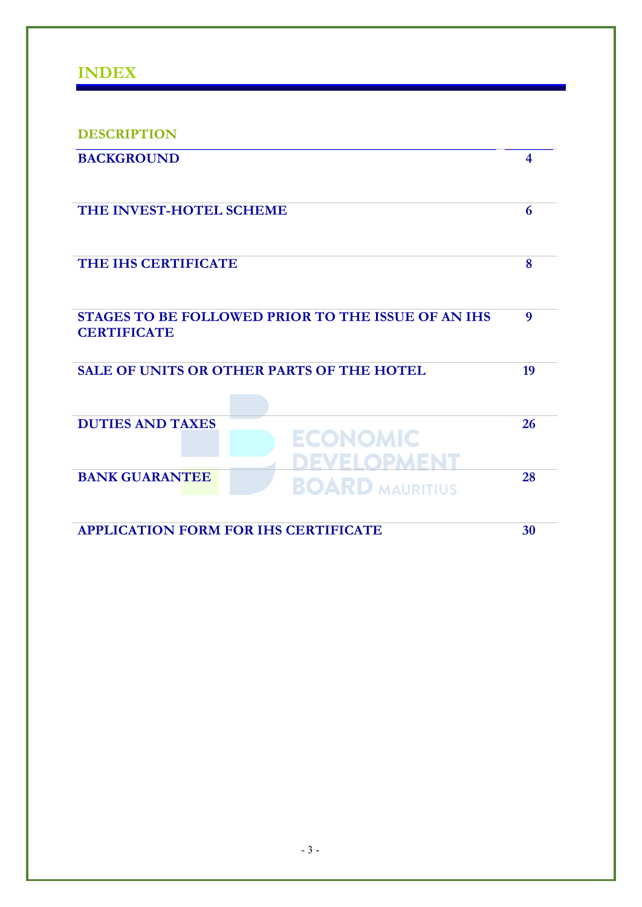# INDEX

| DESCRIPTION | |
|---|---|
| **BACKGROUND** | **4** |
| **THE INVEST-HOTEL SCHEME** | **6** |
| **THE IHS CERTIFICATE** | **8** |
| **STAGES TO BE FOLLOWED PRIOR TO THE ISSUE OF AN IHS CERTIFICATE** | **9** |
| **SALE OF UNITS OR OTHER PARTS OF THE HOTEL** | **19** |
| **DUTIES AND TAXES** | **26** |
| **BANK GUARANTEE** | **28** |
| **APPLICATION FORM FOR IHS CERTIFICATE** | **30** |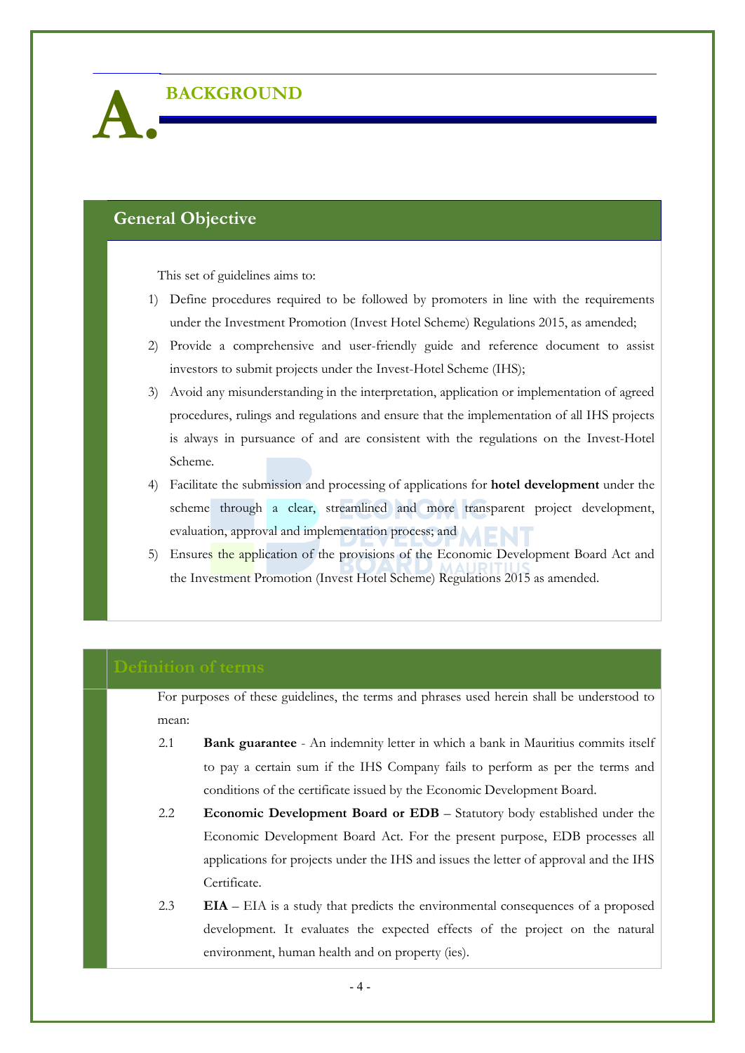# A. BACKGROUND

## General Objective

This set of guidelines aims to:

1) Define procedures required to be followed by promoters in line with the requirements under the Investment Promotion (Invest Hotel Scheme) Regulations 2015, as amended;
2) Provide a comprehensive and user-friendly guide and reference document to assist investors to submit projects under the Invest-Hotel Scheme (IHS);
3) Avoid any misunderstanding in the interpretation, application or implementation of agreed procedures, rulings and regulations and ensure that the implementation of all IHS projects is always in pursuance of and are consistent with the regulations on the Invest-Hotel Scheme.
4) Facilitate the submission and processing of applications for **hotel development** under the scheme through a clear, streamlined and more transparent project development, evaluation, approval and implementation process; and
5) Ensures the application of the provisions of the Economic Development Board Act and the Investment Promotion (Invest Hotel Scheme) Regulations 2015 as amended.

## Definition of terms

For purposes of these guidelines, the terms and phrases used herein shall be understood to mean:

2.1 **Bank guarantee** - An indemnity letter in which a bank in Mauritius commits itself to pay a certain sum if the IHS Company fails to perform as per the terms and conditions of the certificate issued by the Economic Development Board.

2.2 **Economic Development Board or EDB** – Statutory body established under the Economic Development Board Act. For the present purpose, EDB processes all applications for projects under the IHS and issues the letter of approval and the IHS Certificate.

2.3 **EIA** – EIA is a study that predicts the environmental consequences of a proposed development. It evaluates the expected effects of the project on the natural environment, human health and on property (ies).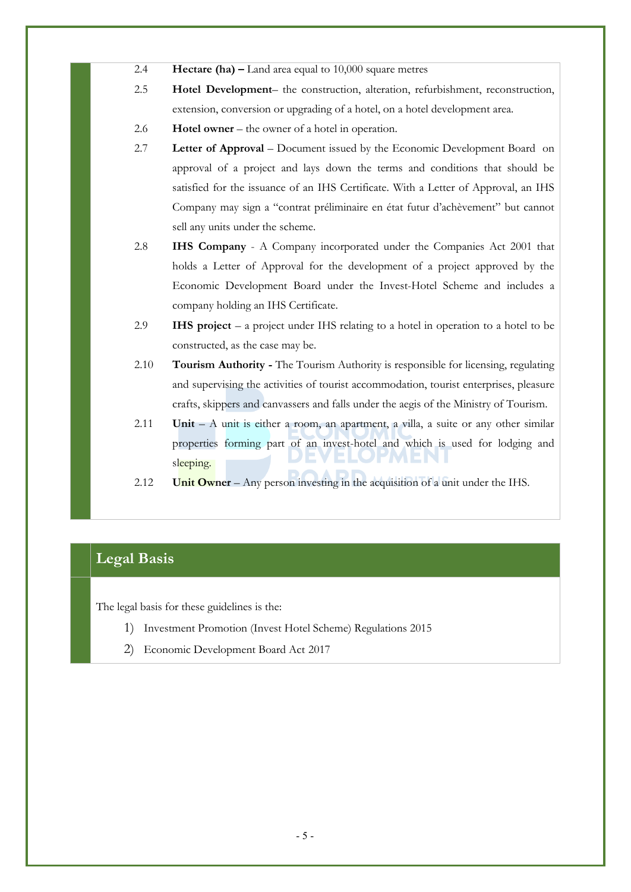2.4 **Hectare (ha) –** Land area equal to 10,000 square metres

2.5 **Hotel Development**– the construction, alteration, refurbishment, reconstruction, extension, conversion or upgrading of a hotel, on a hotel development area.

2.6 **Hotel owner** – the owner of a hotel in operation.

2.7 **Letter of Approval** – Document issued by the Economic Development Board on approval of a project and lays down the terms and conditions that should be satisfied for the issuance of an IHS Certificate. With a Letter of Approval, an IHS Company may sign a "contrat préliminaire en état futur d'achèvement" but cannot sell any units under the scheme.

2.8 **IHS Company** - A Company incorporated under the Companies Act 2001 that holds a Letter of Approval for the development of a project approved by the Economic Development Board under the Invest-Hotel Scheme and includes a company holding an IHS Certificate.

2.9 **IHS project** – a project under IHS relating to a hotel in operation to a hotel to be constructed, as the case may be.

2.10 **Tourism Authority -** The Tourism Authority is responsible for licensing, regulating and supervising the activities of tourist accommodation, tourist enterprises, pleasure crafts, skippers and canvassers and falls under the aegis of the Ministry of Tourism.

2.11 **Unit** – A unit is either a room, an apartment, a villa, a suite or any other similar properties forming part of an invest-hotel and which is used for lodging and sleeping.

2.12 **Unit Owner** – Any person investing in the acquisition of a unit under the IHS.

## Legal Basis

The legal basis for these guidelines is the:

1) Investment Promotion (Invest Hotel Scheme) Regulations 2015
2) Economic Development Board Act 2017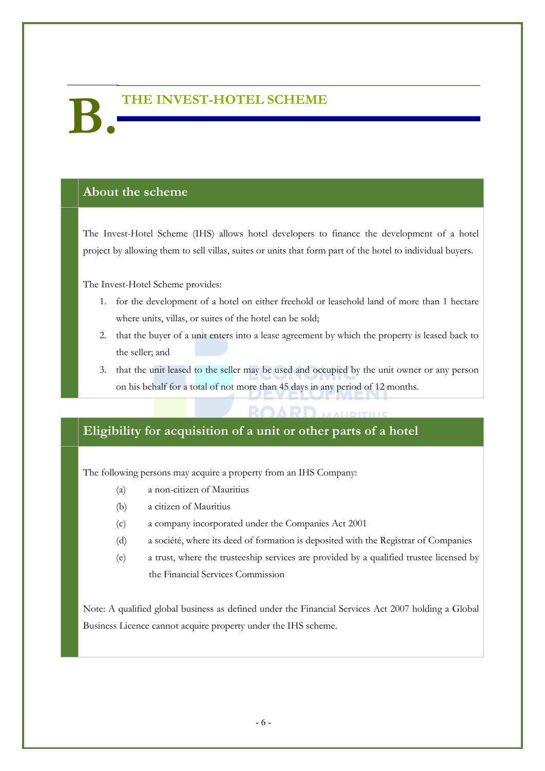# B. THE INVEST-HOTEL SCHEME

## About the scheme

The Invest-Hotel Scheme (IHS) allows hotel developers to finance the development of a hotel project by allowing them to sell villas, suites or units that form part of the hotel to individual buyers.

The Invest-Hotel Scheme provides:

1. for the development of a hotel on either freehold or leasehold land of more than 1 hectare where units, villas, or suites of the hotel can be sold;
2. that the buyer of a unit enters into a lease agreement by which the property is leased back to the seller; and
3. that the unit leased to the seller may be used and occupied by the unit owner or any person on his behalf for a total of not more than 45 days in any period of 12 months.

## Eligibility for acquisition of a unit or other parts of a hotel

The following persons may acquire a property from an IHS Company:

(a) a non-citizen of Mauritius

(b) a citizen of Mauritius

(c) a company incorporated under the Companies Act 2001

(d) a société, where its deed of formation is deposited with the Registrar of Companies

(e) a trust, where the trusteeship services are provided by a qualified trustee licensed by the Financial Services Commission

Note: A qualified global business as defined under the Financial Services Act 2007 holding a Global Business Licence cannot acquire property under the IHS scheme.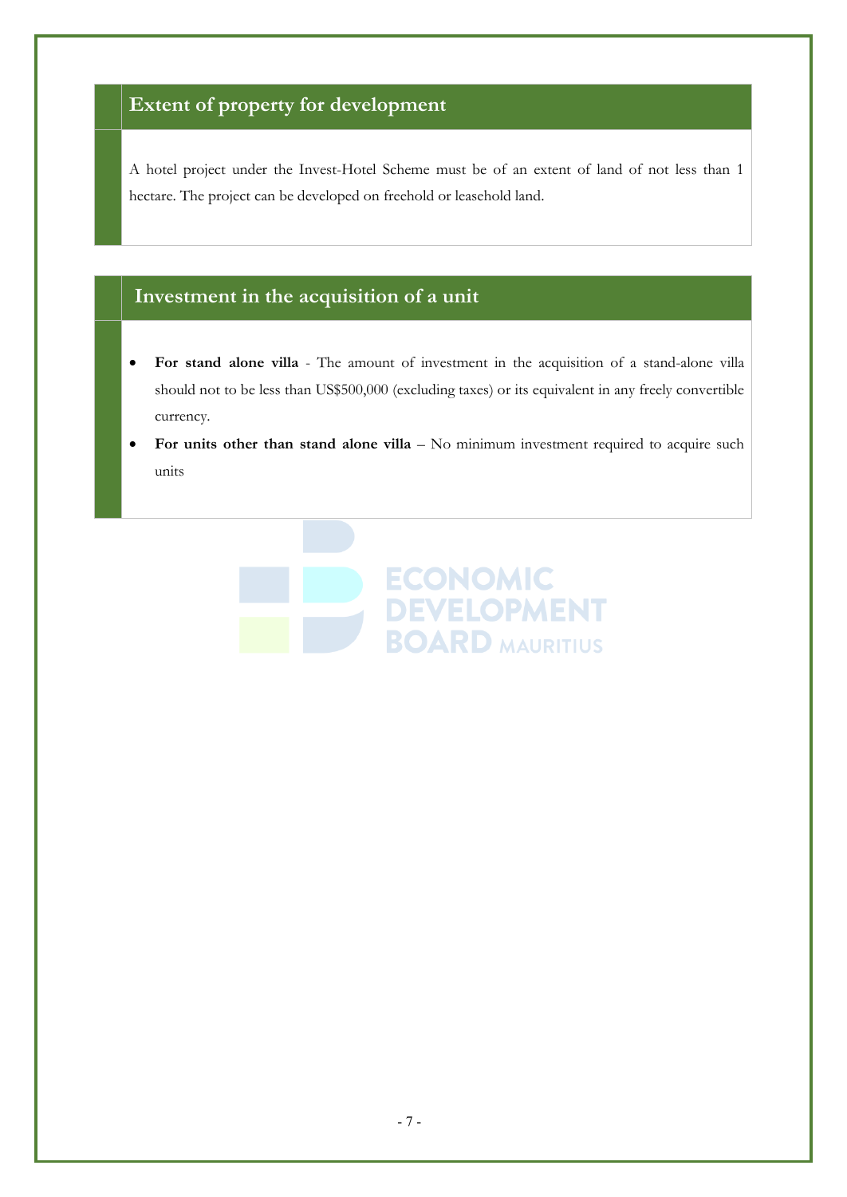## Extent of property for development

A hotel project under the Invest-Hotel Scheme must be of an extent of land of not less than 1 hectare. The project can be developed on freehold or leasehold land.

## Investment in the acquisition of a unit

- **For stand alone villa** - The amount of investment in the acquisition of a stand-alone villa should not to be less than US$500,000 (excluding taxes) or its equivalent in any freely convertible currency.
- **For units other than stand alone villa** – No minimum investment required to acquire such units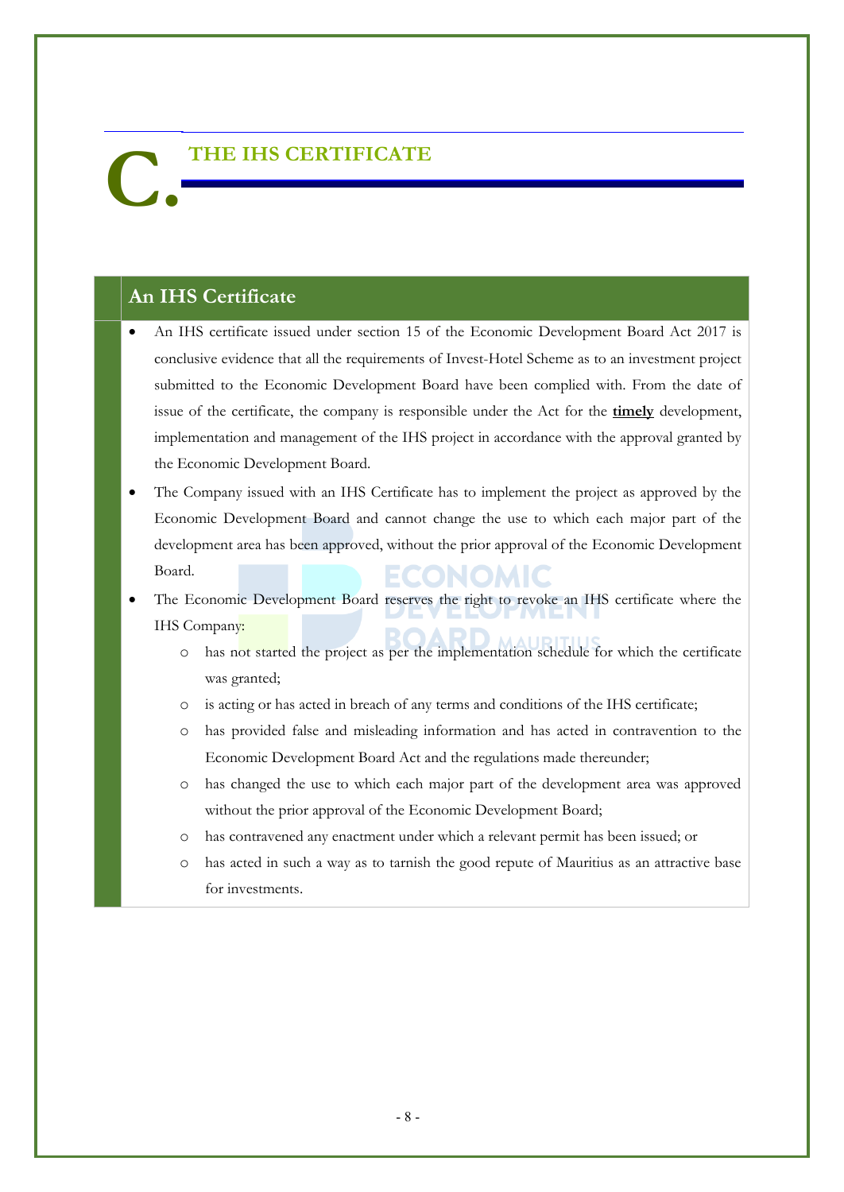# C. THE IHS CERTIFICATE

## An IHS Certificate

- An IHS certificate issued under section 15 of the Economic Development Board Act 2017 is conclusive evidence that all the requirements of Invest-Hotel Scheme as to an investment project submitted to the Economic Development Board have been complied with. From the date of issue of the certificate, the company is responsible under the Act for the **timely** development, implementation and management of the IHS project in accordance with the approval granted by the Economic Development Board.
- The Company issued with an IHS Certificate has to implement the project as approved by the Economic Development Board and cannot change the use to which each major part of the development area has been approved, without the prior approval of the Economic Development Board.
- The Economic Development Board reserves the right to revoke an IHS certificate where the IHS Company:
  - has not started the project as per the implementation schedule for which the certificate was granted;
  - is acting or has acted in breach of any terms and conditions of the IHS certificate;
  - has provided false and misleading information and has acted in contravention to the Economic Development Board Act and the regulations made thereunder;
  - has changed the use to which each major part of the development area was approved without the prior approval of the Economic Development Board;
  - has contravened any enactment under which a relevant permit has been issued; or
  - has acted in such a way as to tarnish the good repute of Mauritius as an attractive base for investments.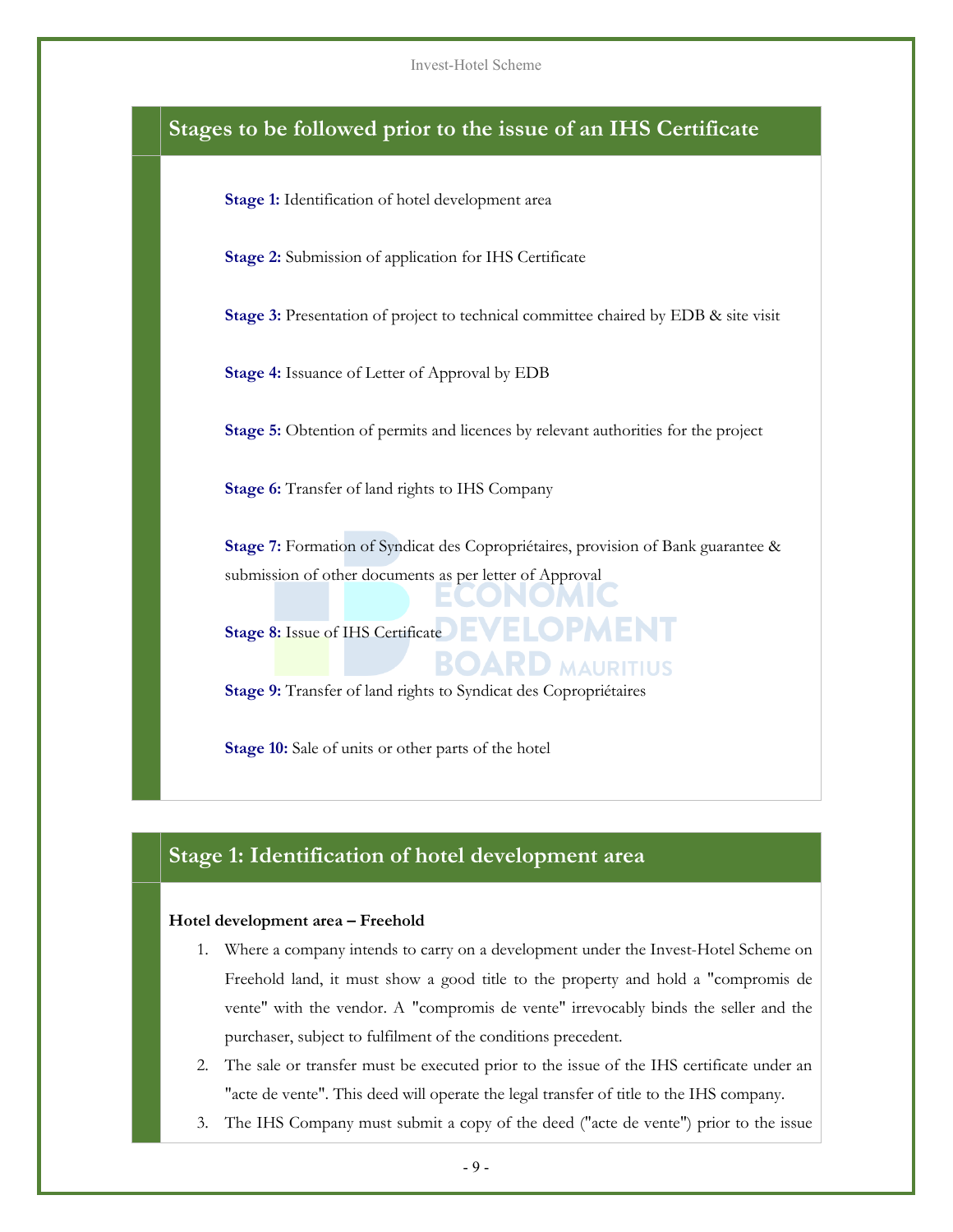## Stages to be followed prior to the issue of an IHS Certificate

**Stage 1:** Identification of hotel development area

**Stage 2:** Submission of application for IHS Certificate

**Stage 3:** Presentation of project to technical committee chaired by EDB & site visit

**Stage 4:** Issuance of Letter of Approval by EDB

**Stage 5:** Obtention of permits and licences by relevant authorities for the project

**Stage 6:** Transfer of land rights to IHS Company

**Stage 7:** Formation of Syndicat des Copropriétaires, provision of Bank guarantee & submission of other documents as per letter of Approval

**Stage 8:** Issue of IHS Certificate

**Stage 9:** Transfer of land rights to Syndicat des Copropriétaires

**Stage 10:** Sale of units or other parts of the hotel

## Stage 1: Identification of hotel development area

**Hotel development area – Freehold**

1. Where a company intends to carry on a development under the Invest-Hotel Scheme on Freehold land, it must show a good title to the property and hold a "compromis de vente" with the vendor. A "compromis de vente" irrevocably binds the seller and the purchaser, subject to fulfilment of the conditions precedent.
2. The sale or transfer must be executed prior to the issue of the IHS certificate under an "acte de vente". This deed will operate the legal transfer of title to the IHS company.
3. The IHS Company must submit a copy of the deed ("acte de vente") prior to the issue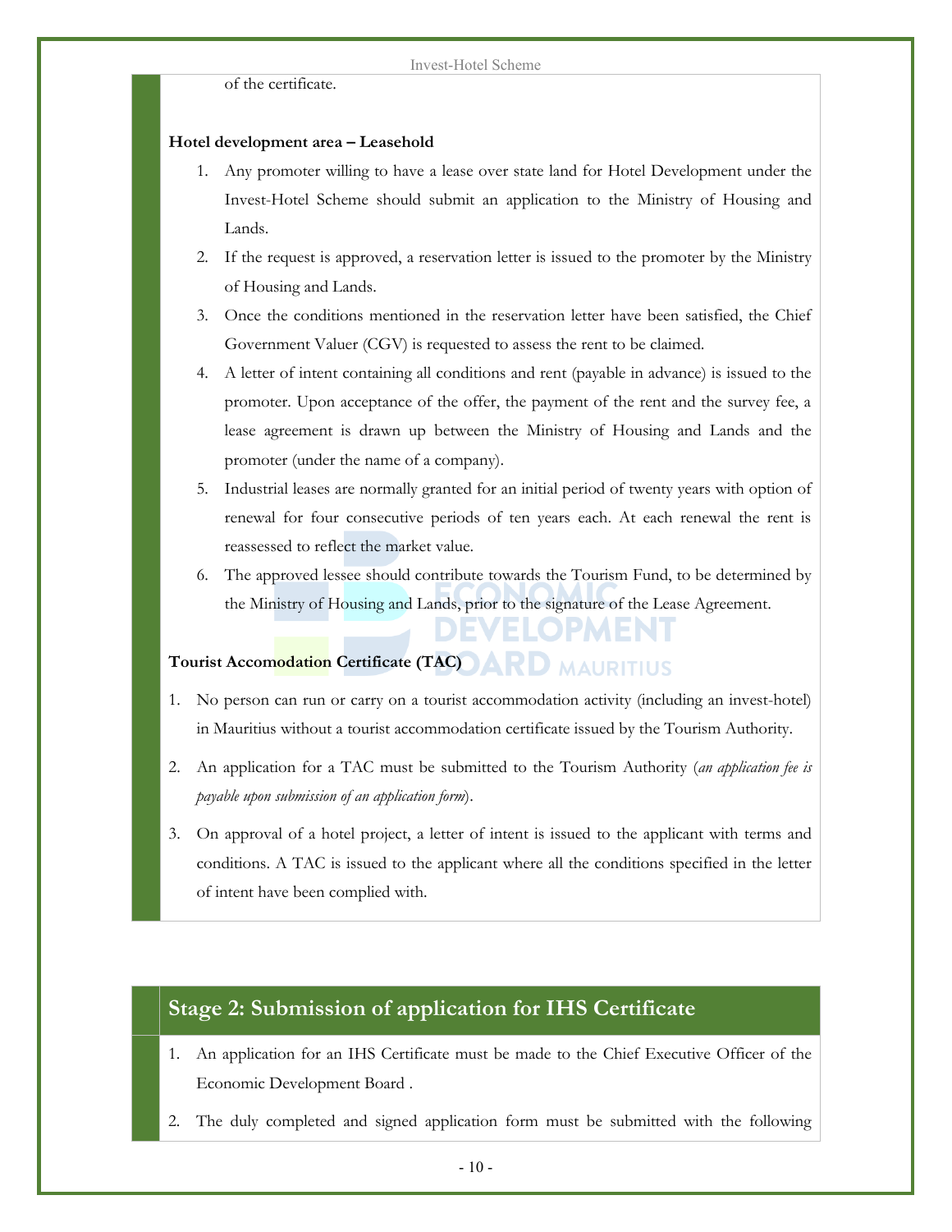of the certificate.

**Hotel development area – Leasehold**

1. Any promoter willing to have a lease over state land for Hotel Development under the Invest-Hotel Scheme should submit an application to the Ministry of Housing and Lands.
2. If the request is approved, a reservation letter is issued to the promoter by the Ministry of Housing and Lands.
3. Once the conditions mentioned in the reservation letter have been satisfied, the Chief Government Valuer (CGV) is requested to assess the rent to be claimed.
4. A letter of intent containing all conditions and rent (payable in advance) is issued to the promoter. Upon acceptance of the offer, the payment of the rent and the survey fee, a lease agreement is drawn up between the Ministry of Housing and Lands and the promoter (under the name of a company).
5. Industrial leases are normally granted for an initial period of twenty years with option of renewal for four consecutive periods of ten years each. At each renewal the rent is reassessed to reflect the market value.
6. The approved lessee should contribute towards the Tourism Fund, to be determined by the Ministry of Housing and Lands, prior to the signature of the Lease Agreement.

**Tourist Accomodation Certificate (TAC)**

1. No person can run or carry on a tourist accommodation activity (including an invest-hotel) in Mauritius without a tourist accommodation certificate issued by the Tourism Authority.
2. An application for a TAC must be submitted to the Tourism Authority (*an application fee is payable upon submission of an application form*).
3. On approval of a hotel project, a letter of intent is issued to the applicant with terms and conditions. A TAC is issued to the applicant where all the conditions specified in the letter of intent have been complied with.

## Stage 2: Submission of application for IHS Certificate

1. An application for an IHS Certificate must be made to the Chief Executive Officer of the Economic Development Board .
2. The duly completed and signed application form must be submitted with the following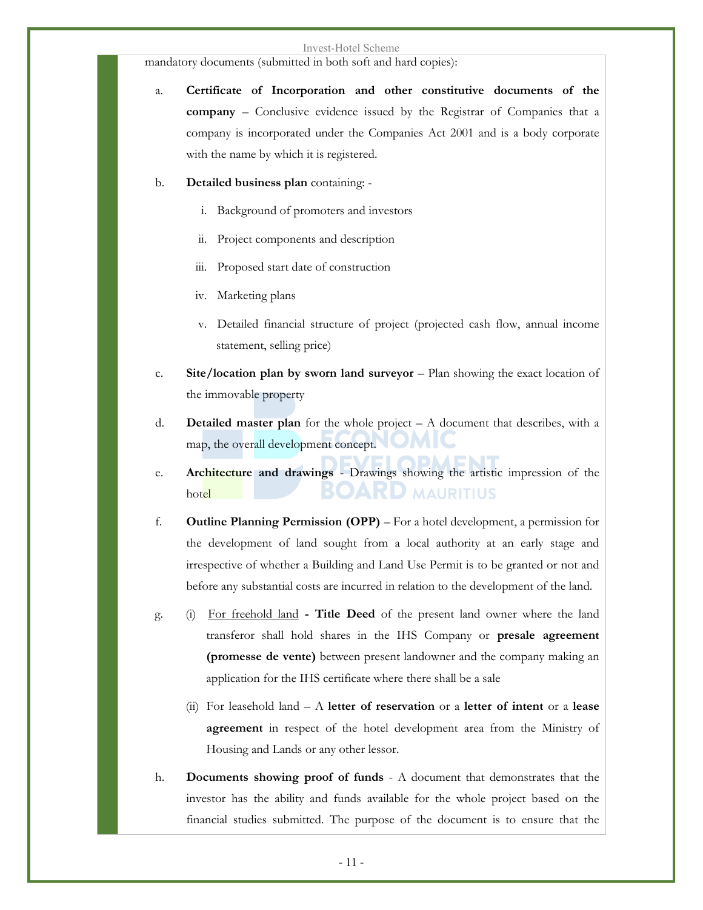mandatory documents (submitted in both soft and hard copies):

a. **Certificate of Incorporation and other constitutive documents of the company** – Conclusive evidence issued by the Registrar of Companies that a company is incorporated under the Companies Act 2001 and is a body corporate with the name by which it is registered.

b. **Detailed business plan** containing: -

   i. Background of promoters and investors

   ii. Project components and description

   iii. Proposed start date of construction

   iv. Marketing plans

   v. Detailed financial structure of project (projected cash flow, annual income statement, selling price)

c. **Site/location plan by sworn land surveyor** – Plan showing the exact location of the immovable property

d. **Detailed master plan** for the whole project – A document that describes, with a map, the overall development concept.

e. **Architecture and drawings** - Drawings showing the artistic impression of the hotel

f. **Outline Planning Permission (OPP)** – For a hotel development, a permission for the development of land sought from a local authority at an early stage and irrespective of whether a Building and Land Use Permit is to be granted or not and before any substantial costs are incurred in relation to the development of the land.

g. (i) For freehold land **- Title Deed** of the present land owner where the land transferor shall hold shares in the IHS Company or **presale agreement (promesse de vente)** between present landowner and the company making an application for the IHS certificate where there shall be a sale

   (ii) For leasehold land – A **letter of reservation** or a **letter of intent** or a **lease agreement** in respect of the hotel development area from the Ministry of Housing and Lands or any other lessor.

h. **Documents showing proof of funds** - A document that demonstrates that the investor has the ability and funds available for the whole project based on the financial studies submitted. The purpose of the document is to ensure that the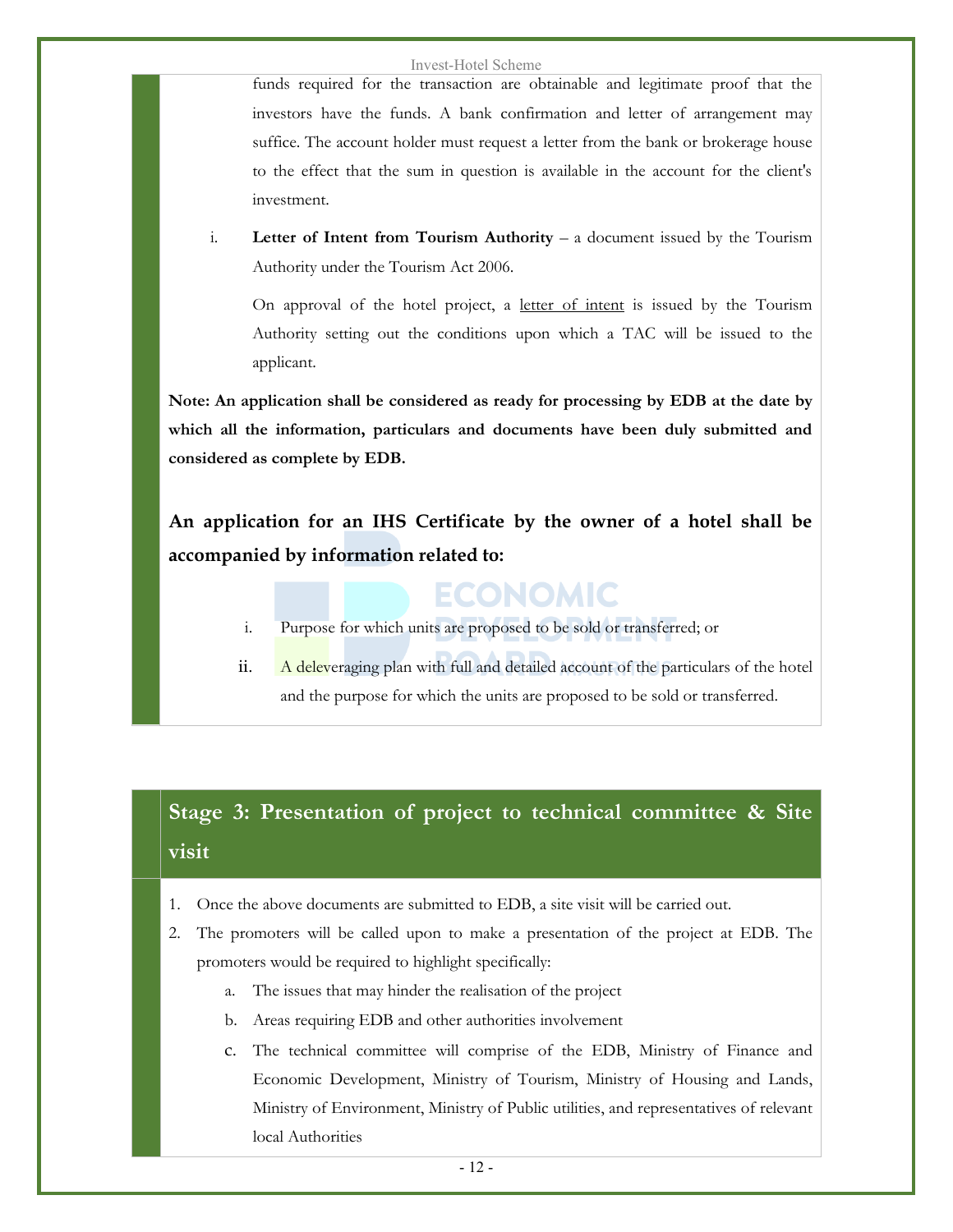funds required for the transaction are obtainable and legitimate proof that the investors have the funds. A bank confirmation and letter of arrangement may suffice. The account holder must request a letter from the bank or brokerage house to the effect that the sum in question is available in the account for the client's investment.

i. **Letter of Intent from Tourism Authority** – a document issued by the Tourism Authority under the Tourism Act 2006.

   On approval of the hotel project, a letter of intent is issued by the Tourism Authority setting out the conditions upon which a TAC will be issued to the applicant.

**Note: An application shall be considered as ready for processing by EDB at the date by which all the information, particulars and documents have been duly submitted and considered as complete by EDB.**

### An application for an IHS Certificate by the owner of a hotel shall be accompanied by information related to:

i. Purpose for which units are proposed to be sold or transferred; or
ii. A deleveraging plan with full and detailed account of the particulars of the hotel and the purpose for which the units are proposed to be sold or transferred.

## Stage 3: Presentation of project to technical committee & Site visit

1. Once the above documents are submitted to EDB, a site visit will be carried out.
2. The promoters will be called upon to make a presentation of the project at EDB. The promoters would be required to highlight specifically:
   a. The issues that may hinder the realisation of the project
   b. Areas requiring EDB and other authorities involvement
   c. The technical committee will comprise of the EDB, Ministry of Finance and Economic Development, Ministry of Tourism, Ministry of Housing and Lands, Ministry of Environment, Ministry of Public utilities, and representatives of relevant local Authorities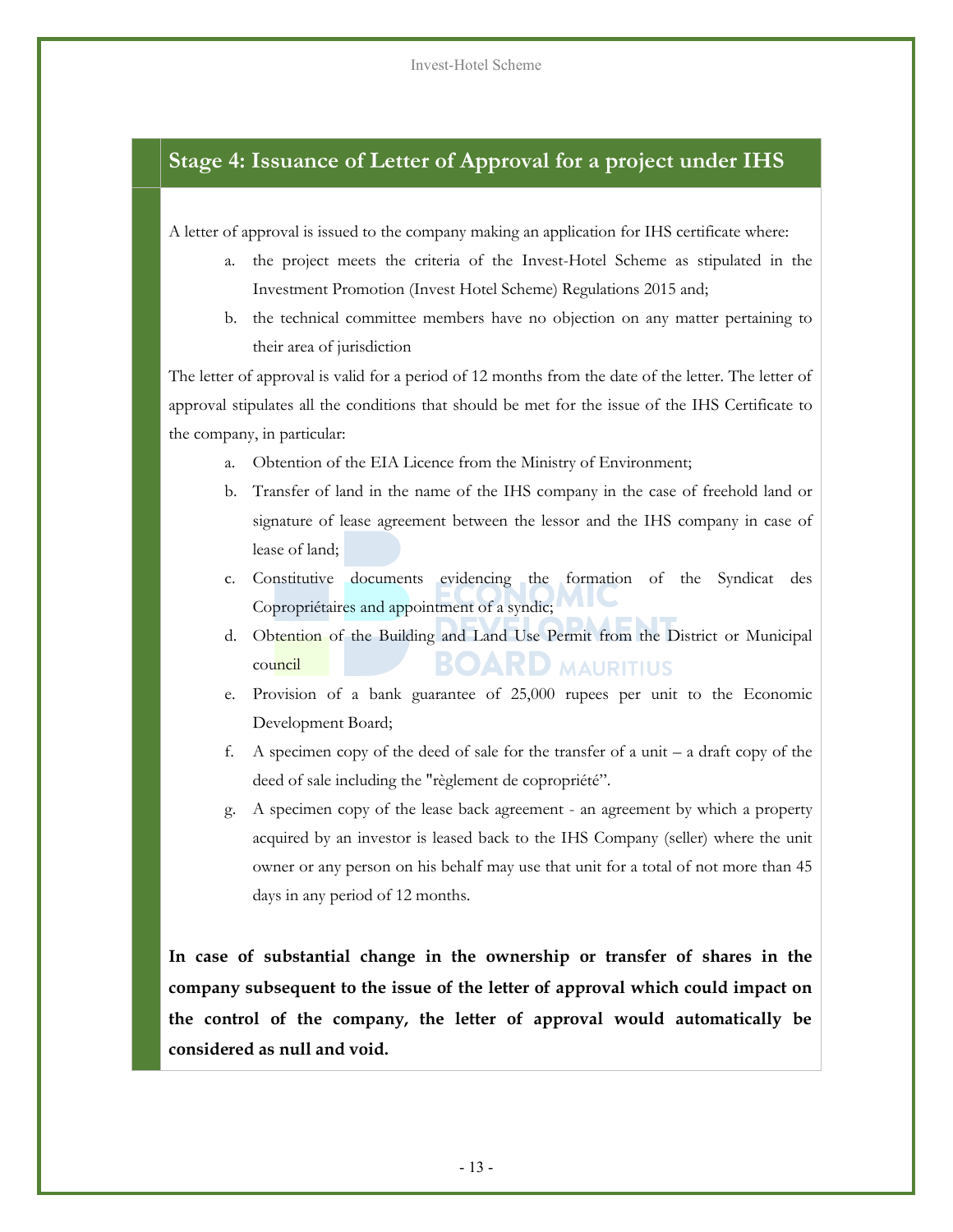## Stage 4: Issuance of Letter of Approval for a project under IHS

A letter of approval is issued to the company making an application for IHS certificate where:

a. the project meets the criteria of the Invest-Hotel Scheme as stipulated in the Investment Promotion (Invest Hotel Scheme) Regulations 2015 and;
b. the technical committee members have no objection on any matter pertaining to their area of jurisdiction

The letter of approval is valid for a period of 12 months from the date of the letter. The letter of approval stipulates all the conditions that should be met for the issue of the IHS Certificate to the company, in particular:

a. Obtention of the EIA Licence from the Ministry of Environment;
b. Transfer of land in the name of the IHS company in the case of freehold land or signature of lease agreement between the lessor and the IHS company in case of lease of land;
c. Constitutive documents evidencing the formation of the Syndicat des Copropriétaires and appointment of a syndic;
d. Obtention of the Building and Land Use Permit from the District or Municipal council
e. Provision of a bank guarantee of 25,000 rupees per unit to the Economic Development Board;
f. A specimen copy of the deed of sale for the transfer of a unit – a draft copy of the deed of sale including the "règlement de copropriété".
g. A specimen copy of the lease back agreement - an agreement by which a property acquired by an investor is leased back to the IHS Company (seller) where the unit owner or any person on his behalf may use that unit for a total of not more than 45 days in any period of 12 months.

**In case of substantial change in the ownership or transfer of shares in the company subsequent to the issue of the letter of approval which could impact on the control of the company, the letter of approval would automatically be considered as null and void.**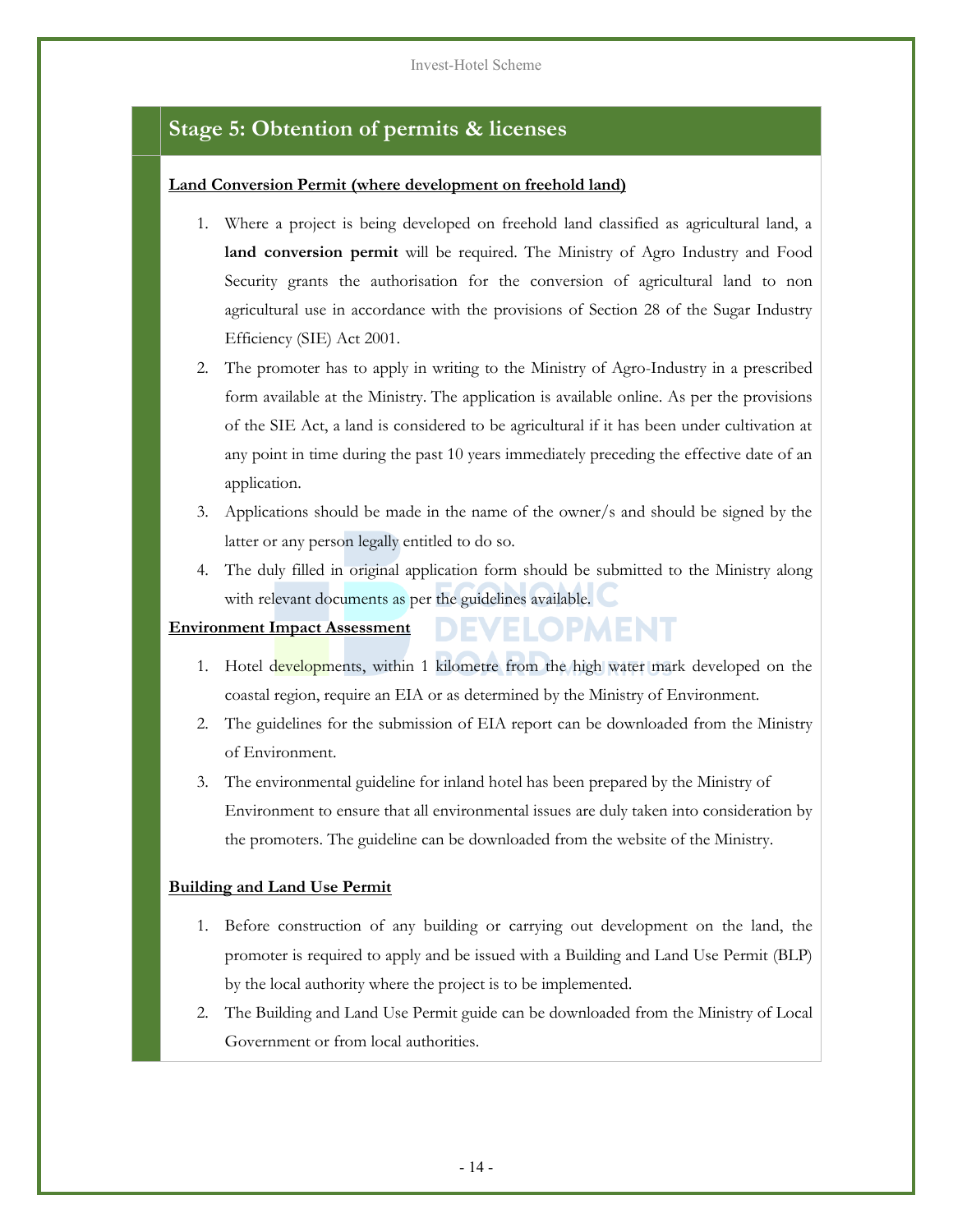## Stage 5: Obtention of permits & licenses

**Land Conversion Permit (where development on freehold land)**

1. Where a project is being developed on freehold land classified as agricultural land, a **land conversion permit** will be required. The Ministry of Agro Industry and Food Security grants the authorisation for the conversion of agricultural land to non agricultural use in accordance with the provisions of Section 28 of the Sugar Industry Efficiency (SIE) Act 2001.
2. The promoter has to apply in writing to the Ministry of Agro-Industry in a prescribed form available at the Ministry. The application is available online. As per the provisions of the SIE Act, a land is considered to be agricultural if it has been under cultivation at any point in time during the past 10 years immediately preceding the effective date of an application.
3. Applications should be made in the name of the owner/s and should be signed by the latter or any person legally entitled to do so.
4. The duly filled in original application form should be submitted to the Ministry along with relevant documents as per the guidelines available.

**Environment Impact Assessment**

1. Hotel developments, within 1 kilometre from the high water mark developed on the coastal region, require an EIA or as determined by the Ministry of Environment.
2. The guidelines for the submission of EIA report can be downloaded from the Ministry of Environment.
3. The environmental guideline for inland hotel has been prepared by the Ministry of Environment to ensure that all environmental issues are duly taken into consideration by the promoters. The guideline can be downloaded from the website of the Ministry.

**Building and Land Use Permit**

1. Before construction of any building or carrying out development on the land, the promoter is required to apply and be issued with a Building and Land Use Permit (BLP) by the local authority where the project is to be implemented.
2. The Building and Land Use Permit guide can be downloaded from the Ministry of Local Government or from local authorities.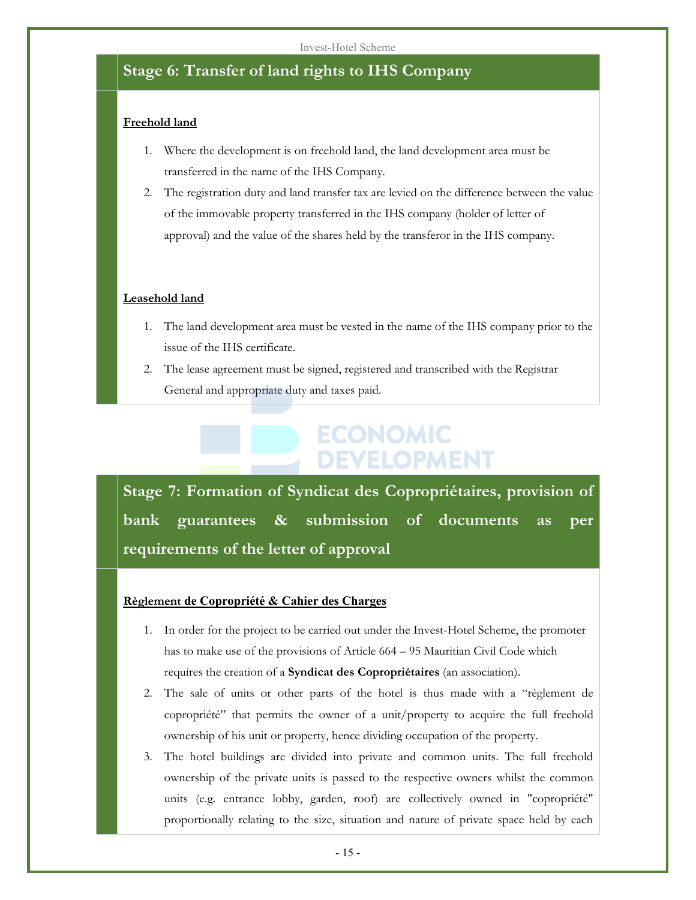## Stage 6: Transfer of land rights to IHS Company

**Freehold land**

1. Where the development is on freehold land, the land development area must be transferred in the name of the IHS Company.
2. The registration duty and land transfer tax are levied on the difference between the value of the immovable property transferred in the IHS company (holder of letter of approval) and the value of the shares held by the transferor in the IHS company.

**Leasehold land**

1. The land development area must be vested in the name of the IHS company prior to the issue of the IHS certificate.
2. The lease agreement must be signed, registered and transcribed with the Registrar General and appropriate duty and taxes paid.

## Stage 7: Formation of Syndicat des Copropriétaires, provision of bank guarantees & submission of documents as per requirements of the letter of approval

**Règlement de Copropriété & Cahier des Charges**

1. In order for the project to be carried out under the Invest-Hotel Scheme, the promoter has to make use of the provisions of Article 664 – 95 Mauritian Civil Code which requires the creation of a **Syndicat des Copropriétaires** (an association).
2. The sale of units or other parts of the hotel is thus made with a "règlement de copropriété" that permits the owner of a unit/property to acquire the full freehold ownership of his unit or property, hence dividing occupation of the property.
3. The hotel buildings are divided into private and common units. The full freehold ownership of the private units is passed to the respective owners whilst the common units (e.g. entrance lobby, garden, roof) are collectively owned in "copropriété" proportionally relating to the size, situation and nature of private space held by each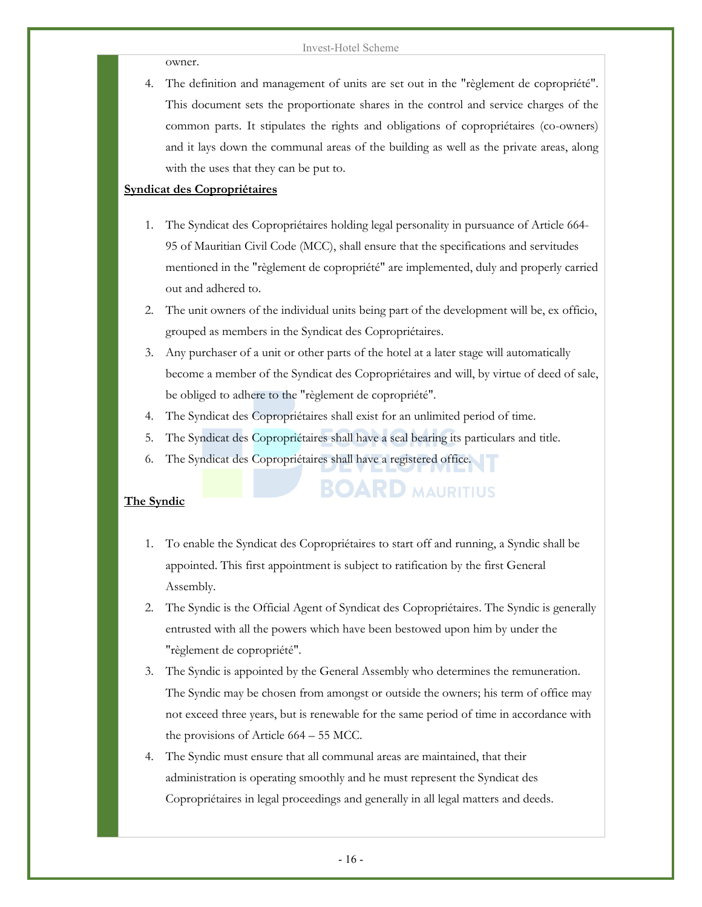owner.

4. The definition and management of units are set out in the "règlement de copropriété". This document sets the proportionate shares in the control and service charges of the common parts. It stipulates the rights and obligations of copropriétaires (co-owners) and it lays down the communal areas of the building as well as the private areas, along with the uses that they can be put to.

**Syndicat des Copropriétaires**

1. The Syndicat des Copropriétaires holding legal personality in pursuance of Article 664-95 of Mauritian Civil Code (MCC), shall ensure that the specifications and servitudes mentioned in the "règlement de copropriété" are implemented, duly and properly carried out and adhered to.
2. The unit owners of the individual units being part of the development will be, ex officio, grouped as members in the Syndicat des Copropriétaires.
3. Any purchaser of a unit or other parts of the hotel at a later stage will automatically become a member of the Syndicat des Copropriétaires and will, by virtue of deed of sale, be obliged to adhere to the "règlement de copropriété".
4. The Syndicat des Copropriétaires shall exist for an unlimited period of time.
5. The Syndicat des Copropriétaires shall have a seal bearing its particulars and title.
6. The Syndicat des Copropriétaires shall have a registered office.

**The Syndic**

1. To enable the Syndicat des Copropriétaires to start off and running, a Syndic shall be appointed. This first appointment is subject to ratification by the first General Assembly.
2. The Syndic is the Official Agent of Syndicat des Copropriétaires. The Syndic is generally entrusted with all the powers which have been bestowed upon him by under the "règlement de copropriété".
3. The Syndic is appointed by the General Assembly who determines the remuneration. The Syndic may be chosen from amongst or outside the owners; his term of office may not exceed three years, but is renewable for the same period of time in accordance with the provisions of Article 664 – 55 MCC.
4. The Syndic must ensure that all communal areas are maintained, that their administration is operating smoothly and he must represent the Syndicat des Copropriétaires in legal proceedings and generally in all legal matters and deeds.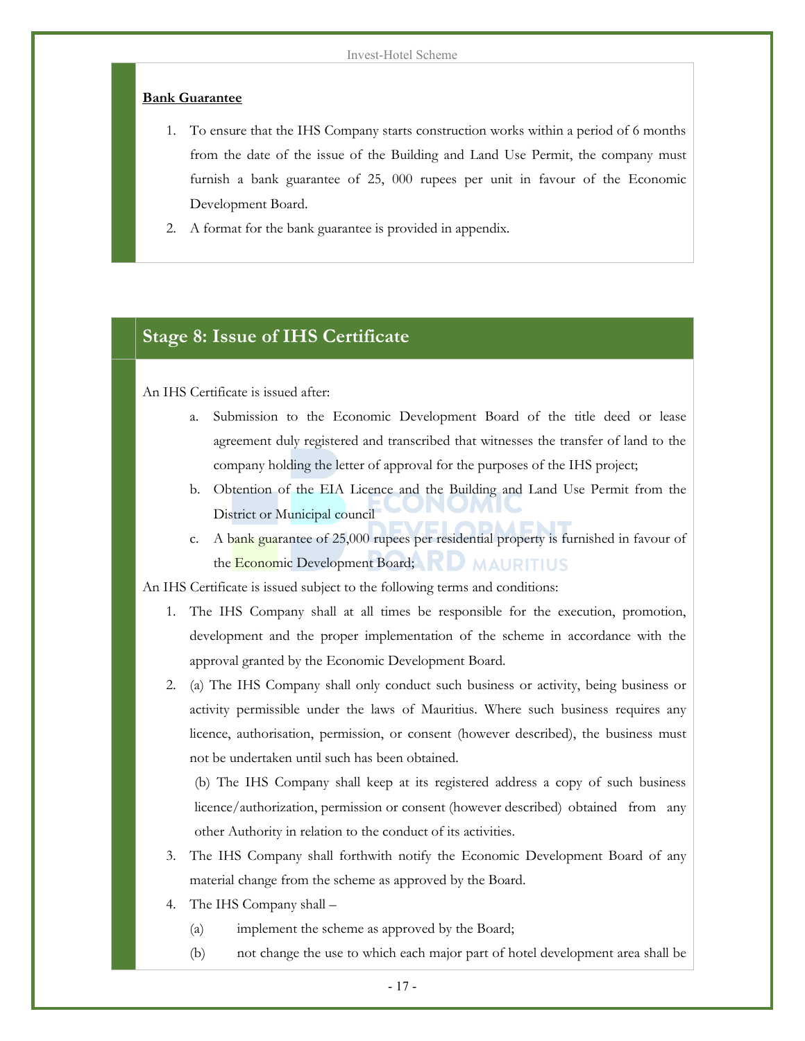**Bank Guarantee**

1. To ensure that the IHS Company starts construction works within a period of 6 months from the date of the issue of the Building and Land Use Permit, the company must furnish a bank guarantee of 25, 000 rupees per unit in favour of the Economic Development Board.
2. A format for the bank guarantee is provided in appendix.

## Stage 8: Issue of IHS Certificate

An IHS Certificate is issued after:

a. Submission to the Economic Development Board of the title deed or lease agreement duly registered and transcribed that witnesses the transfer of land to the company holding the letter of approval for the purposes of the IHS project;

b. Obtention of the EIA Licence and the Building and Land Use Permit from the District or Municipal council

c. A bank guarantee of 25,000 rupees per residential property is furnished in favour of the Economic Development Board;

An IHS Certificate is issued subject to the following terms and conditions:

1. The IHS Company shall at all times be responsible for the execution, promotion, development and the proper implementation of the scheme in accordance with the approval granted by the Economic Development Board.
2. (a) The IHS Company shall only conduct such business or activity, being business or activity permissible under the laws of Mauritius. Where such business requires any licence, authorisation, permission, or consent (however described), the business must not be undertaken until such has been obtained.

   (b) The IHS Company shall keep at its registered address a copy of such business licence/authorization, permission or consent (however described) obtained from any other Authority in relation to the conduct of its activities.
3. The IHS Company shall forthwith notify the Economic Development Board of any material change from the scheme as approved by the Board.
4. The IHS Company shall –

   (a) implement the scheme as approved by the Board;

   (b) not change the use to which each major part of hotel development area shall be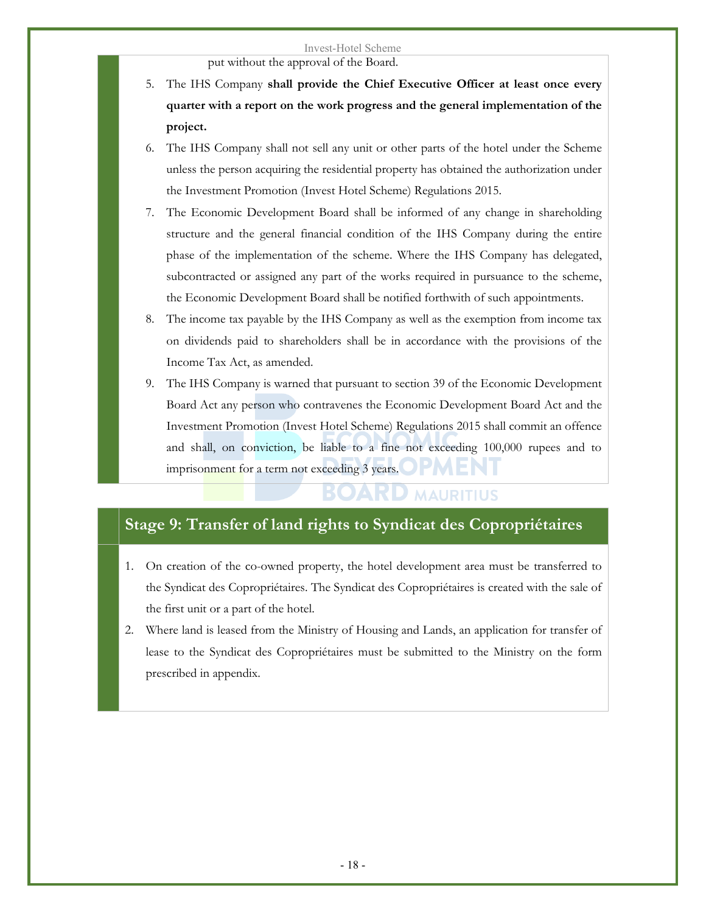put without the approval of the Board.

5. The IHS Company **shall provide the Chief Executive Officer at least once every quarter with a report on the work progress and the general implementation of the project.**
6. The IHS Company shall not sell any unit or other parts of the hotel under the Scheme unless the person acquiring the residential property has obtained the authorization under the Investment Promotion (Invest Hotel Scheme) Regulations 2015.
7. The Economic Development Board shall be informed of any change in shareholding structure and the general financial condition of the IHS Company during the entire phase of the implementation of the scheme. Where the IHS Company has delegated, subcontracted or assigned any part of the works required in pursuance to the scheme, the Economic Development Board shall be notified forthwith of such appointments.
8. The income tax payable by the IHS Company as well as the exemption from income tax on dividends paid to shareholders shall be in accordance with the provisions of the Income Tax Act, as amended.
9. The IHS Company is warned that pursuant to section 39 of the Economic Development Board Act any person who contravenes the Economic Development Board Act and the Investment Promotion (Invest Hotel Scheme) Regulations 2015 shall commit an offence and shall, on conviction, be liable to a fine not exceeding 100,000 rupees and to imprisonment for a term not exceeding 3 years.

## Stage 9: Transfer of land rights to Syndicat des Copropriétaires

1. On creation of the co-owned property, the hotel development area must be transferred to the Syndicat des Copropriétaires. The Syndicat des Copropriétaires is created with the sale of the first unit or a part of the hotel.
2. Where land is leased from the Ministry of Housing and Lands, an application for transfer of lease to the Syndicat des Copropriétaires must be submitted to the Ministry on the form prescribed in appendix.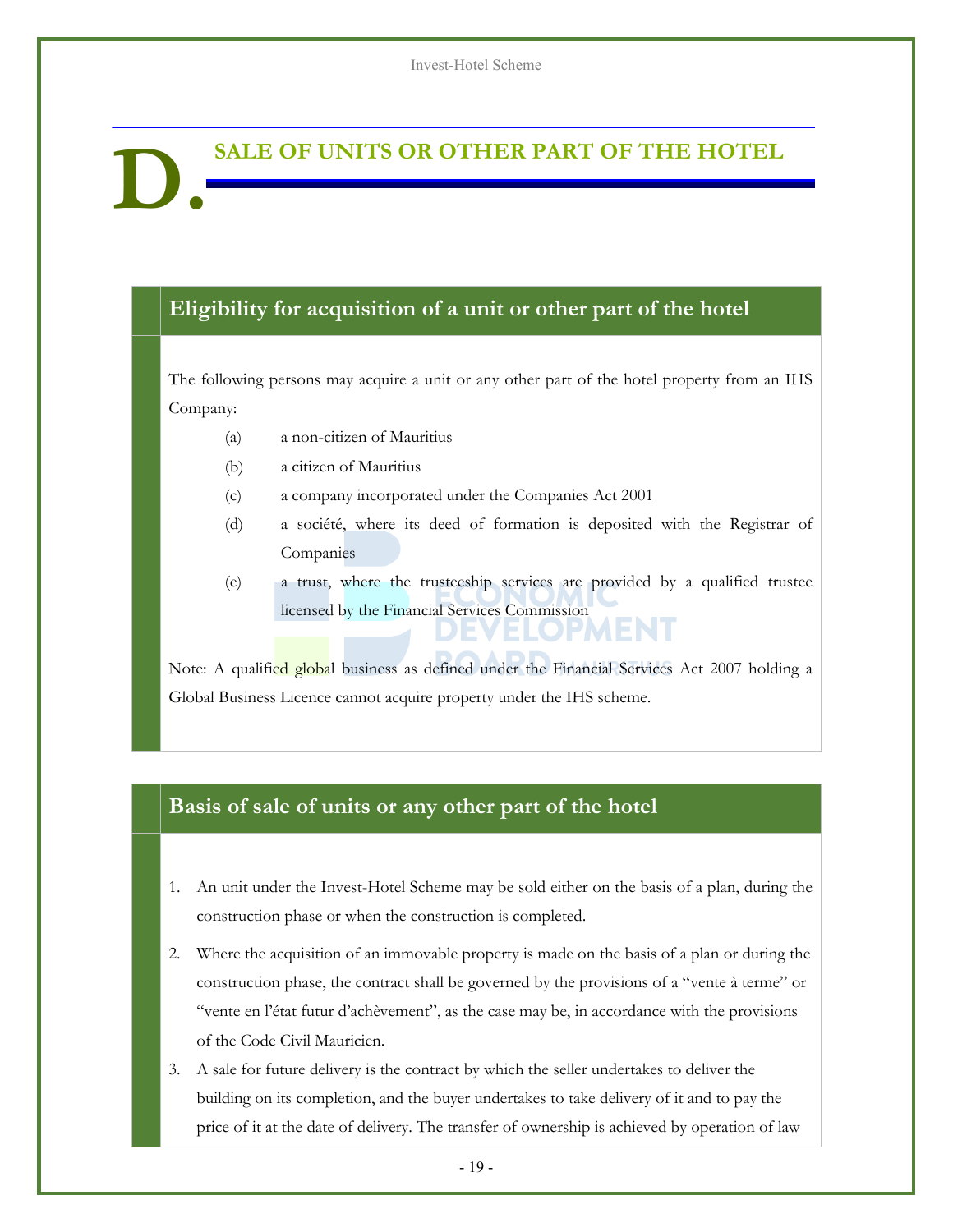# D. SALE OF UNITS OR OTHER PART OF THE HOTEL

## Eligibility for acquisition of a unit or other part of the hotel

The following persons may acquire a unit or any other part of the hotel property from an IHS Company:

(a) a non-citizen of Mauritius

(b) a citizen of Mauritius

(c) a company incorporated under the Companies Act 2001

(d) a société, where its deed of formation is deposited with the Registrar of Companies

(e) a trust, where the trusteeship services are provided by a qualified trustee licensed by the Financial Services Commission

Note: A qualified global business as defined under the Financial Services Act 2007 holding a Global Business Licence cannot acquire property under the IHS scheme.

## Basis of sale of units or any other part of the hotel

1. An unit under the Invest-Hotel Scheme may be sold either on the basis of a plan, during the construction phase or when the construction is completed.
2. Where the acquisition of an immovable property is made on the basis of a plan or during the construction phase, the contract shall be governed by the provisions of a "vente à terme" or "vente en l'état futur d'achèvement", as the case may be, in accordance with the provisions of the Code Civil Mauricien.
3. A sale for future delivery is the contract by which the seller undertakes to deliver the building on its completion, and the buyer undertakes to take delivery of it and to pay the price of it at the date of delivery. The transfer of ownership is achieved by operation of law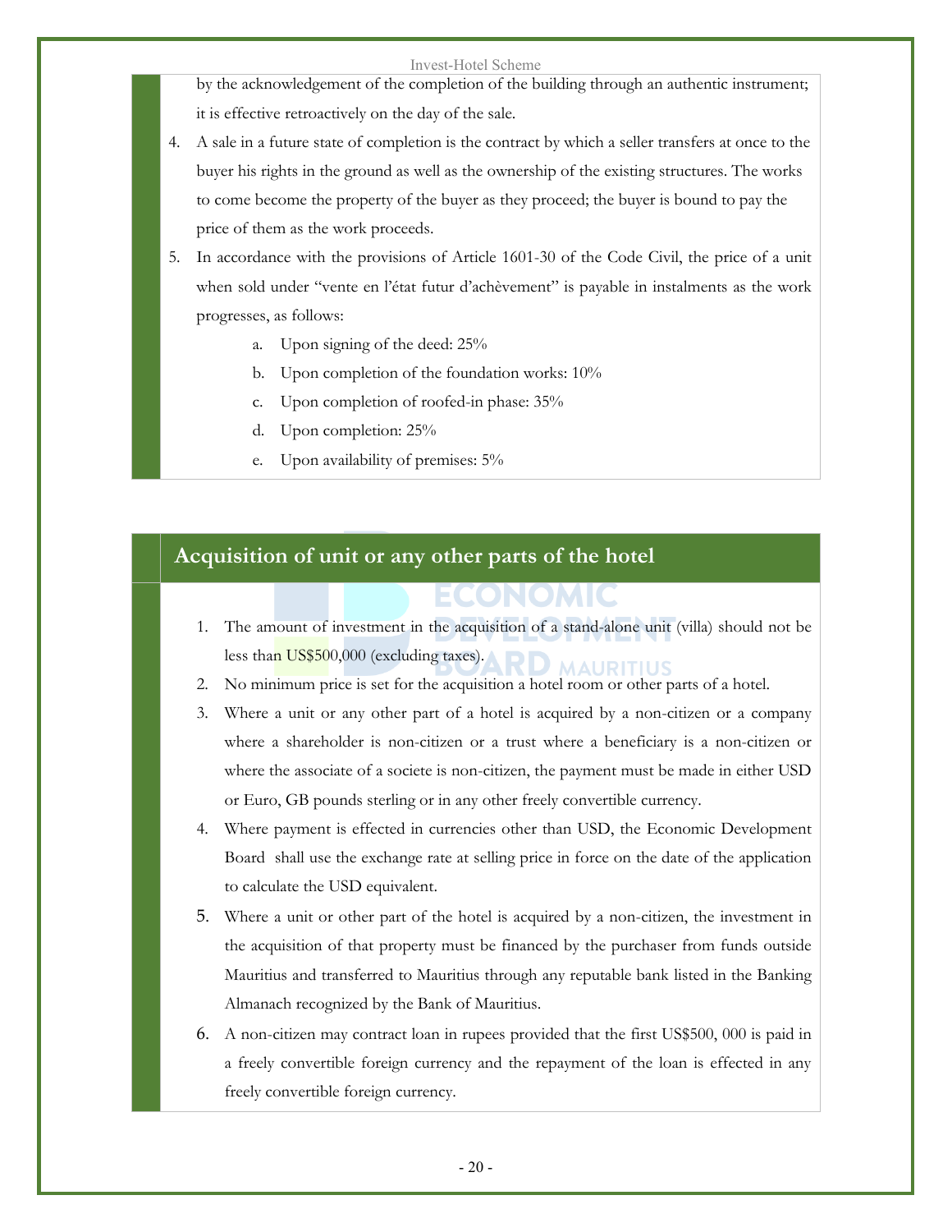by the acknowledgement of the completion of the building through an authentic instrument; it is effective retroactively on the day of the sale.

4. A sale in a future state of completion is the contract by which a seller transfers at once to the buyer his rights in the ground as well as the ownership of the existing structures. The works to come become the property of the buyer as they proceed; the buyer is bound to pay the price of them as the work proceeds.
5. In accordance with the provisions of Article 1601-30 of the Code Civil, the price of a unit when sold under "vente en l'état futur d'achèvement" is payable in instalments as the work progresses, as follows:
   a. Upon signing of the deed: 25%
   b. Upon completion of the foundation works: 10%
   c. Upon completion of roofed-in phase: 35%
   d. Upon completion: 25%
   e. Upon availability of premises: 5%

## Acquisition of unit or any other parts of the hotel

1. The amount of investment in the acquisition of a stand-alone unit (villa) should not be less than US$500,000 (excluding taxes).
2. No minimum price is set for the acquisition a hotel room or other parts of a hotel.
3. Where a unit or any other part of a hotel is acquired by a non-citizen or a company where a shareholder is non-citizen or a trust where a beneficiary is a non-citizen or where the associate of a societe is non-citizen, the payment must be made in either USD or Euro, GB pounds sterling or in any other freely convertible currency.
4. Where payment is effected in currencies other than USD, the Economic Development Board shall use the exchange rate at selling price in force on the date of the application to calculate the USD equivalent.
5. Where a unit or other part of the hotel is acquired by a non-citizen, the investment in the acquisition of that property must be financed by the purchaser from funds outside Mauritius and transferred to Mauritius through any reputable bank listed in the Banking Almanach recognized by the Bank of Mauritius.
6. A non-citizen may contract loan in rupees provided that the first US$500, 000 is paid in a freely convertible foreign currency and the repayment of the loan is effected in any freely convertible foreign currency.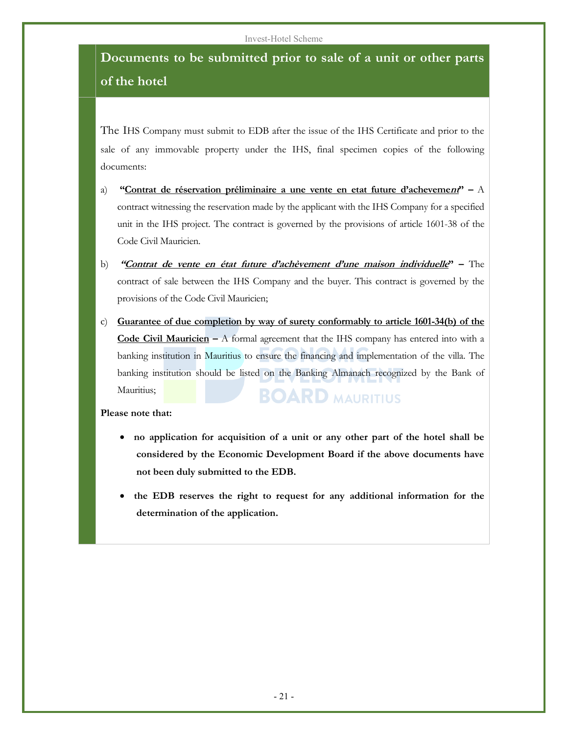## Documents to be submitted prior to sale of a unit or other parts of the hotel

The IHS Company must submit to EDB after the issue of the IHS Certificate and prior to the sale of any immovable property under the IHS, final specimen copies of the following documents:

a) **"Contrat de réservation préliminaire a une vente en etat future d'achevement" –** A contract witnessing the reservation made by the applicant with the IHS Company for a specified unit in the IHS project. The contract is governed by the provisions of article 1601-38 of the Code Civil Mauricien.

b) ***"Contrat de vente en état future d'achèvement d'une maison individuelle"* –** The contract of sale between the IHS Company and the buyer. This contract is governed by the provisions of the Code Civil Mauricien;

c) **Guarantee of due completion by way of surety conformably to article 1601-34(b) of the Code Civil Mauricien –** A formal agreement that the IHS company has entered into with a banking institution in Mauritius to ensure the financing and implementation of the villa. The banking institution should be listed on the Banking Almanach recognized by the Bank of Mauritius;

**Please note that:**

- **no application for acquisition of a unit or any other part of the hotel shall be considered by the Economic Development Board if the above documents have not been duly submitted to the EDB.**
- **the EDB reserves the right to request for any additional information for the determination of the application.**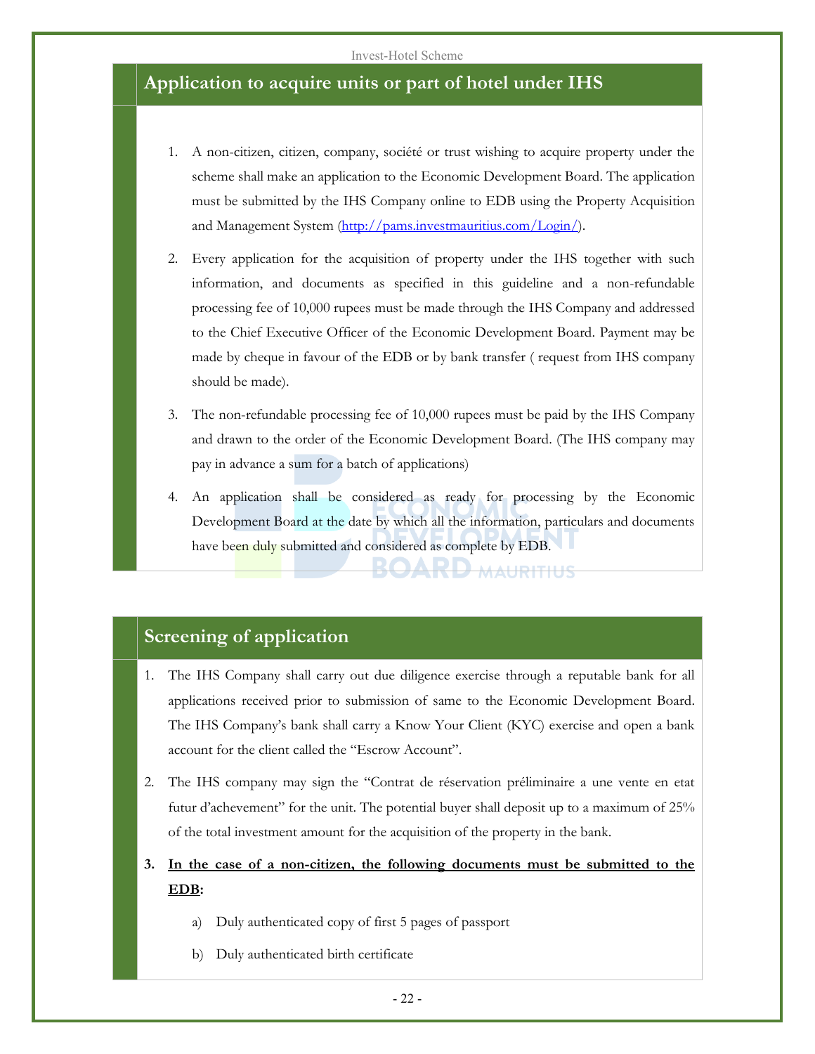## Application to acquire units or part of hotel under IHS

1. A non-citizen, citizen, company, société or trust wishing to acquire property under the scheme shall make an application to the Economic Development Board. The application must be submitted by the IHS Company online to EDB using the Property Acquisition and Management System (http://pams.investmauritius.com/Login/).
2. Every application for the acquisition of property under the IHS together with such information, and documents as specified in this guideline and a non-refundable processing fee of 10,000 rupees must be made through the IHS Company and addressed to the Chief Executive Officer of the Economic Development Board. Payment may be made by cheque in favour of the EDB or by bank transfer ( request from IHS company should be made).
3. The non-refundable processing fee of 10,000 rupees must be paid by the IHS Company and drawn to the order of the Economic Development Board. (The IHS company may pay in advance a sum for a batch of applications)
4. An application shall be considered as ready for processing by the Economic Development Board at the date by which all the information, particulars and documents have been duly submitted and considered as complete by EDB.

## Screening of application

1. The IHS Company shall carry out due diligence exercise through a reputable bank for all applications received prior to submission of same to the Economic Development Board. The IHS Company's bank shall carry a Know Your Client (KYC) exercise and open a bank account for the client called the "Escrow Account".
2. The IHS company may sign the "Contrat de réservation préliminaire a une vente en etat futur d'achevement" for the unit. The potential buyer shall deposit up to a maximum of 25% of the total investment amount for the acquisition of the property in the bank.
3. **<u>In the case of a non-citizen, the following documents must be submitted to the EDB</u>:**
   a) Duly authenticated copy of first 5 pages of passport
   b) Duly authenticated birth certificate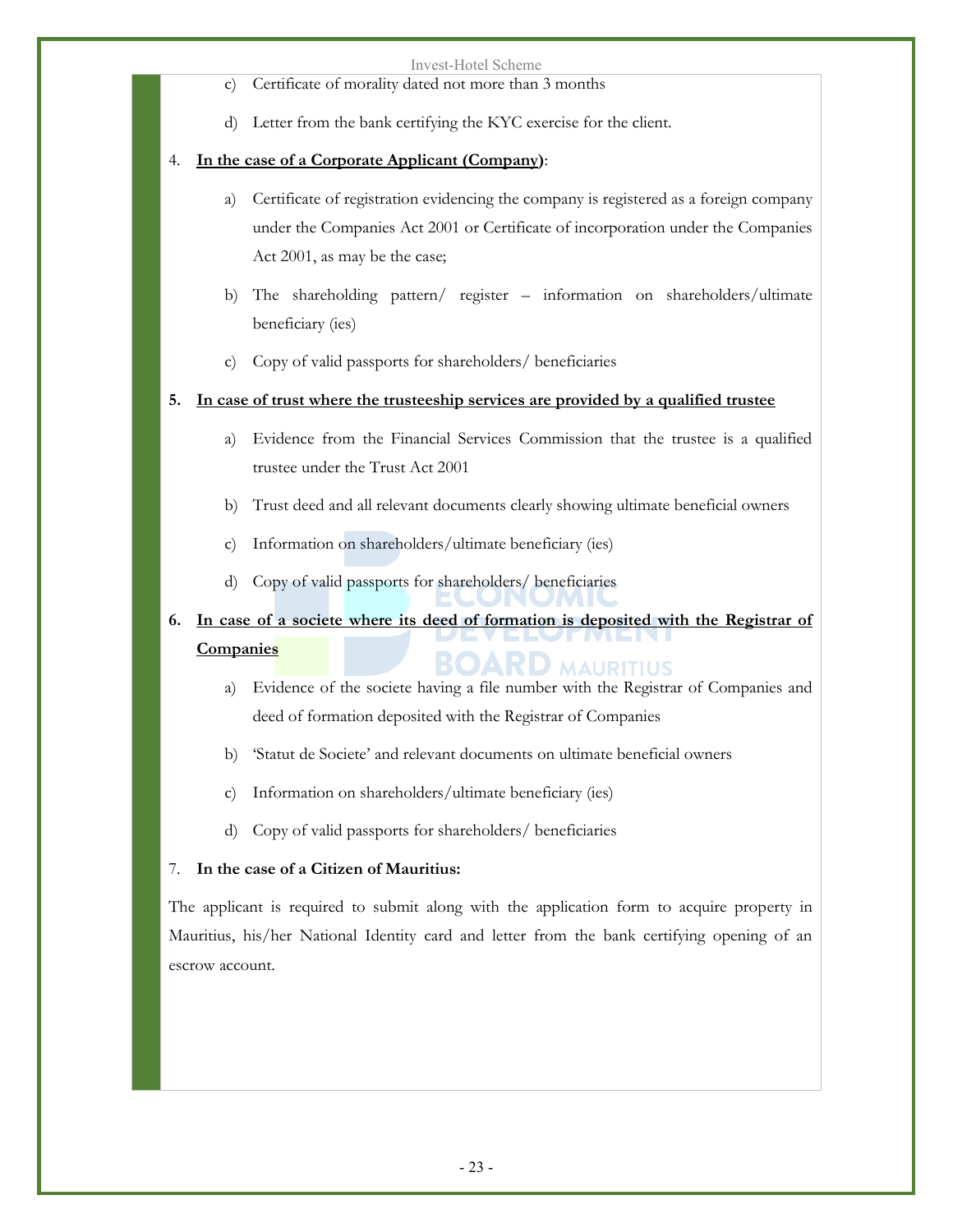c) Certificate of morality dated not more than 3 months

d) Letter from the bank certifying the KYC exercise for the client.

4. **<u>In the case of a Corporate Applicant (Company)</u>**:

   a) Certificate of registration evidencing the company is registered as a foreign company under the Companies Act 2001 or Certificate of incorporation under the Companies Act 2001, as may be the case;

   b) The shareholding pattern/ register – information on shareholders/ultimate beneficiary (ies)

   c) Copy of valid passports for shareholders/ beneficiaries

5. **<u>In case of trust where the trusteeship services are provided by a qualified trustee</u>**

   a) Evidence from the Financial Services Commission that the trustee is a qualified trustee under the Trust Act 2001

   b) Trust deed and all relevant documents clearly showing ultimate beneficial owners

   c) Information on shareholders/ultimate beneficiary (ies)

   d) Copy of valid passports for shareholders/ beneficiaries

6. **<u>In case of a societe where its deed of formation is deposited with the Registrar of Companies</u>**

   a) Evidence of the societe having a file number with the Registrar of Companies and deed of formation deposited with the Registrar of Companies

   b) 'Statut de Societe' and relevant documents on ultimate beneficial owners

   c) Information on shareholders/ultimate beneficiary (ies)

   d) Copy of valid passports for shareholders/ beneficiaries

7. **In the case of a Citizen of Mauritius:**

The applicant is required to submit along with the application form to acquire property in Mauritius, his/her National Identity card and letter from the bank certifying opening of an escrow account.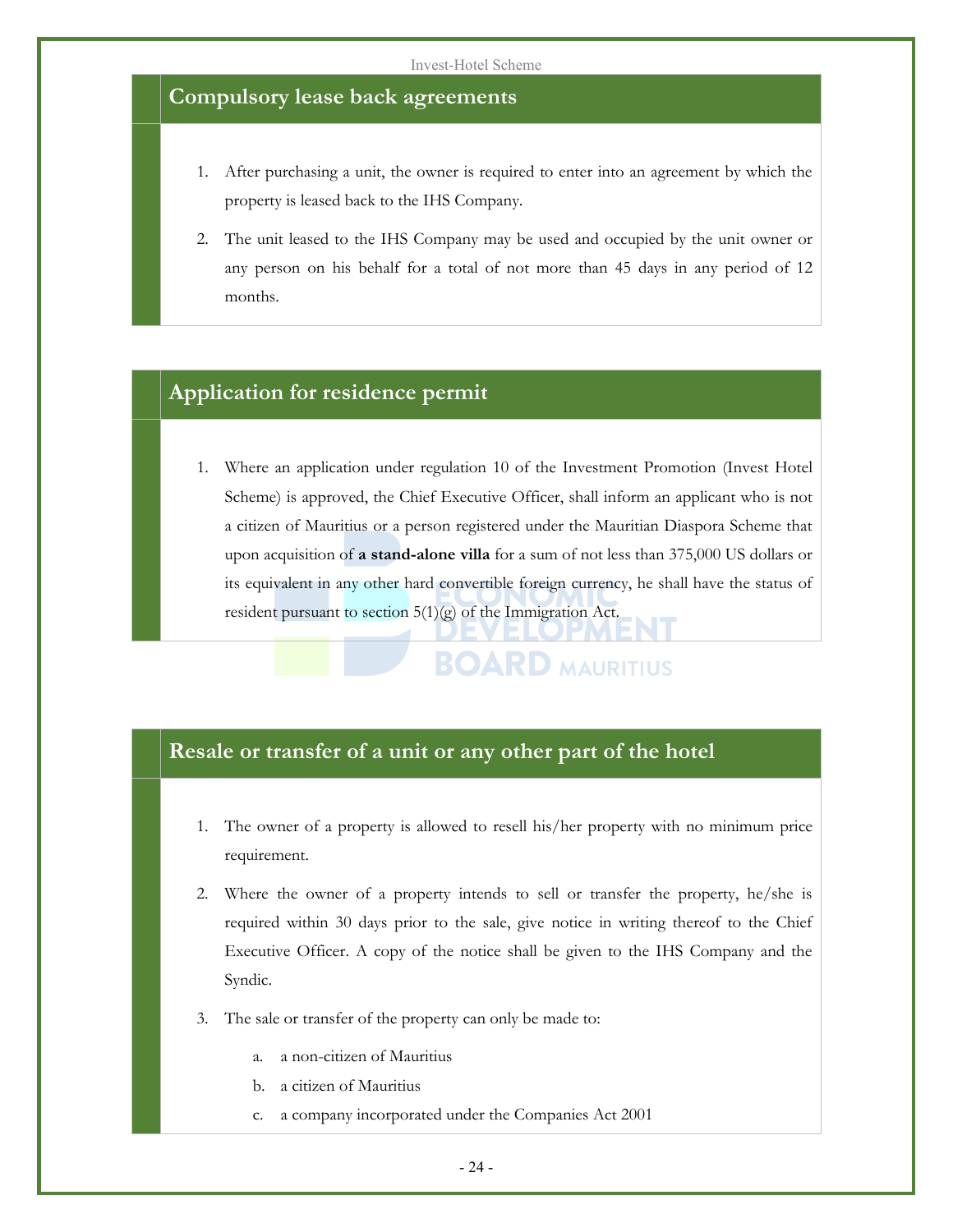## Compulsory lease back agreements

1. After purchasing a unit, the owner is required to enter into an agreement by which the property is leased back to the IHS Company.
2. The unit leased to the IHS Company may be used and occupied by the unit owner or any person on his behalf for a total of not more than 45 days in any period of 12 months.

## Application for residence permit

1. Where an application under regulation 10 of the Investment Promotion (Invest Hotel Scheme) is approved, the Chief Executive Officer, shall inform an applicant who is not a citizen of Mauritius or a person registered under the Mauritian Diaspora Scheme that upon acquisition of **a stand-alone villa** for a sum of not less than 375,000 US dollars or its equivalent in any other hard convertible foreign currency, he shall have the status of resident pursuant to section 5(1)(g) of the Immigration Act.

## Resale or transfer of a unit or any other part of the hotel

1. The owner of a property is allowed to resell his/her property with no minimum price requirement.
2. Where the owner of a property intends to sell or transfer the property, he/she is required within 30 days prior to the sale, give notice in writing thereof to the Chief Executive Officer. A copy of the notice shall be given to the IHS Company and the Syndic.
3. The sale or transfer of the property can only be made to:
   a. a non-citizen of Mauritius
   b. a citizen of Mauritius
   c. a company incorporated under the Companies Act 2001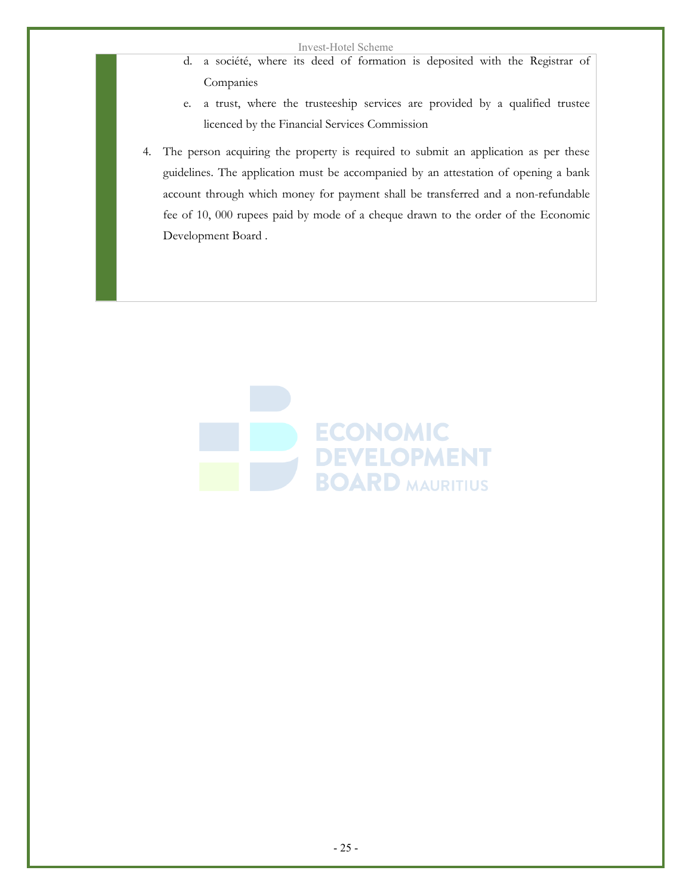d. a société, where its deed of formation is deposited with the Registrar of Companies

e. a trust, where the trusteeship services are provided by a qualified trustee licenced by the Financial Services Commission

4. The person acquiring the property is required to submit an application as per these guidelines. The application must be accompanied by an attestation of opening a bank account through which money for payment shall be transferred and a non-refundable fee of 10, 000 rupees paid by mode of a cheque drawn to the order of the Economic Development Board .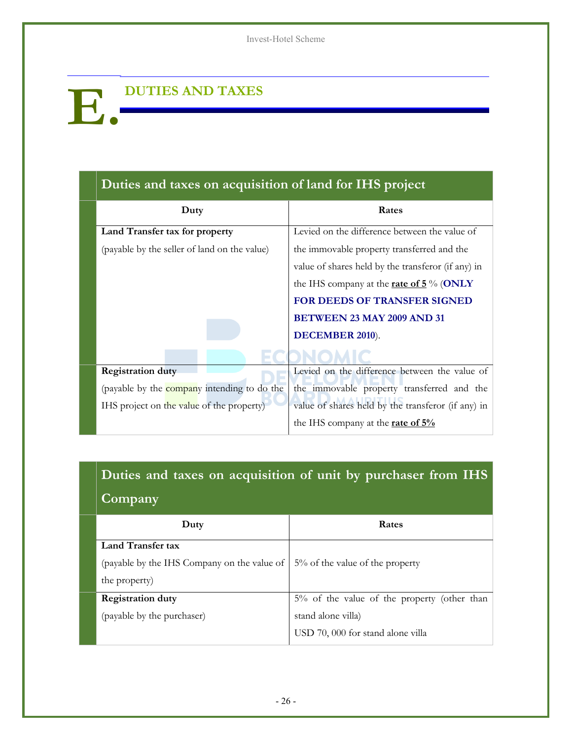# E. DUTIES AND TAXES

| Duties and taxes on acquisition of land for IHS project | |
|---|---|
| **Duty** | **Rates** |
| **Land Transfer tax for property** (payable by the seller of land on the value) | Levied on the difference between the value of the immovable property transferred and the value of shares held by the transferor (if any) in the IHS company at the **rate of 5** % (**ONLY FOR DEEDS OF TRANSFER SIGNED BETWEEN 23 MAY 2009 AND 31 DECEMBER 2010**). |
| **Registration duty** (payable by the company intending to do the IHS project on the value of the property) | Levied on the difference between the value of the immovable property transferred and the value of shares held by the transferor (if any) in the IHS company at the **rate of 5%** |

| Duties and taxes on acquisition of unit by purchaser from IHS Company | |
|---|---|
| **Duty** | **Rates** |
| **Land Transfer tax** (payable by the IHS Company on the value of the property) | 5% of the value of the property |
| **Registration duty** (payable by the purchaser) | 5% of the value of the property (other than stand alone villa)<br>USD 70, 000 for stand alone villa |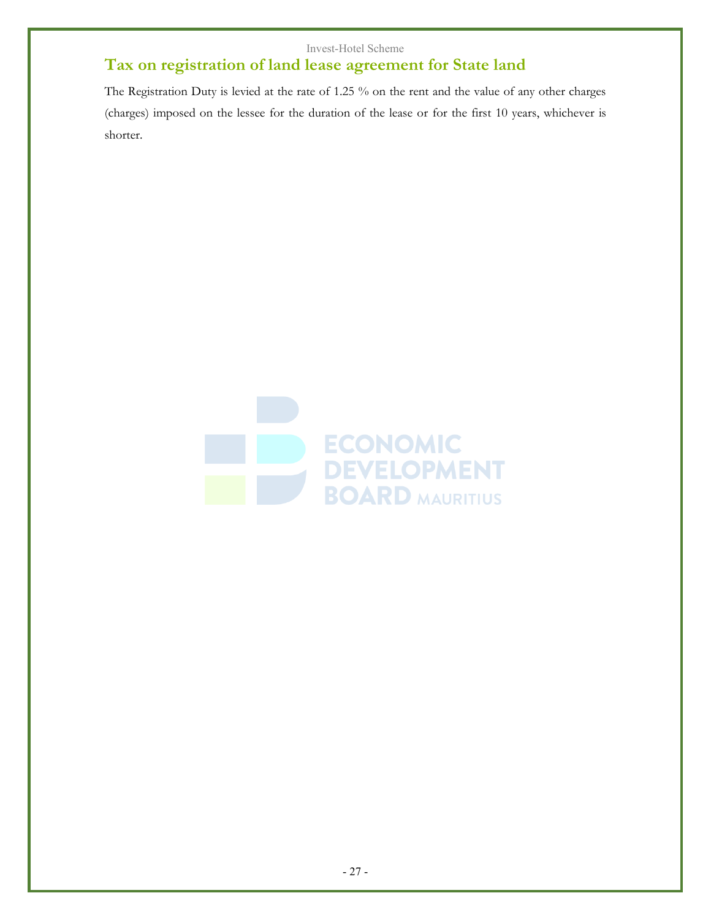## Tax on registration of land lease agreement for State land

The Registration Duty is levied at the rate of 1.25 % on the rent and the value of any other charges (charges) imposed on the lessee for the duration of the lease or for the first 10 years, whichever is shorter.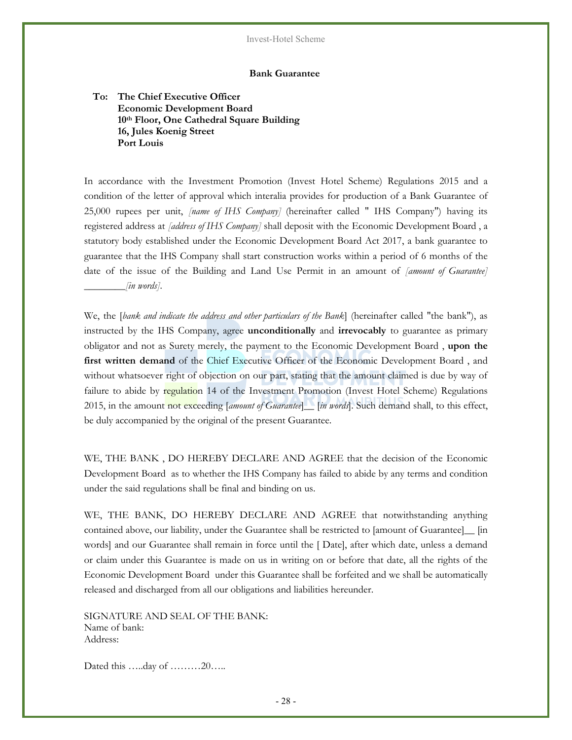## Bank Guarantee

**To: The Chief Executive Officer**
**Economic Development Board**
**10th Floor, One Cathedral Square Building**
**16, Jules Koenig Street**
**Port Louis**

In accordance with the Investment Promotion (Invest Hotel Scheme) Regulations 2015 and a condition of the letter of approval which interalia provides for production of a Bank Guarantee of 25,000 rupees per unit, *[name of IHS Company]* (hereinafter called " IHS Company") having its registered address at *[address of IHS Company]* shall deposit with the Economic Development Board , a statutory body established under the Economic Development Board Act 2017, a bank guarantee to guarantee that the IHS Company shall start construction works within a period of 6 months of the date of the issue of the Building and Land Use Permit in an amount of *[amount of Guarantee]* ________*[in words]*.

We, the [*bank and indicate the address and other particulars of the Bank*] (hereinafter called "the bank"), as instructed by the IHS Company, agree **unconditionally** and **irrevocably** to guarantee as primary obligator and not as Surety merely, the payment to the Economic Development Board , **upon the first written demand** of the Chief Executive Officer of the Economic Development Board , and without whatsoever right of objection on our part, stating that the amount claimed is due by way of failure to abide by regulation 14 of the Investment Promotion (Invest Hotel Scheme) Regulations 2015, in the amount not exceeding [*amount of Guarantee*]__ [*in words*]. Such demand shall, to this effect, be duly accompanied by the original of the present Guarantee.

WE, THE BANK , DO HEREBY DECLARE AND AGREE that the decision of the Economic Development Board as to whether the IHS Company has failed to abide by any terms and condition under the said regulations shall be final and binding on us.

WE, THE BANK, DO HEREBY DECLARE AND AGREE that notwithstanding anything contained above, our liability, under the Guarantee shall be restricted to [amount of Guarantee]__ [in words] and our Guarantee shall remain in force until the [ Date], after which date, unless a demand or claim under this Guarantee is made on us in writing on or before that date, all the rights of the Economic Development Board under this Guarantee shall be forfeited and we shall be automatically released and discharged from all our obligations and liabilities hereunder.

SIGNATURE AND SEAL OF THE BANK:
Name of bank:
Address:

Dated this …..day of ………20…..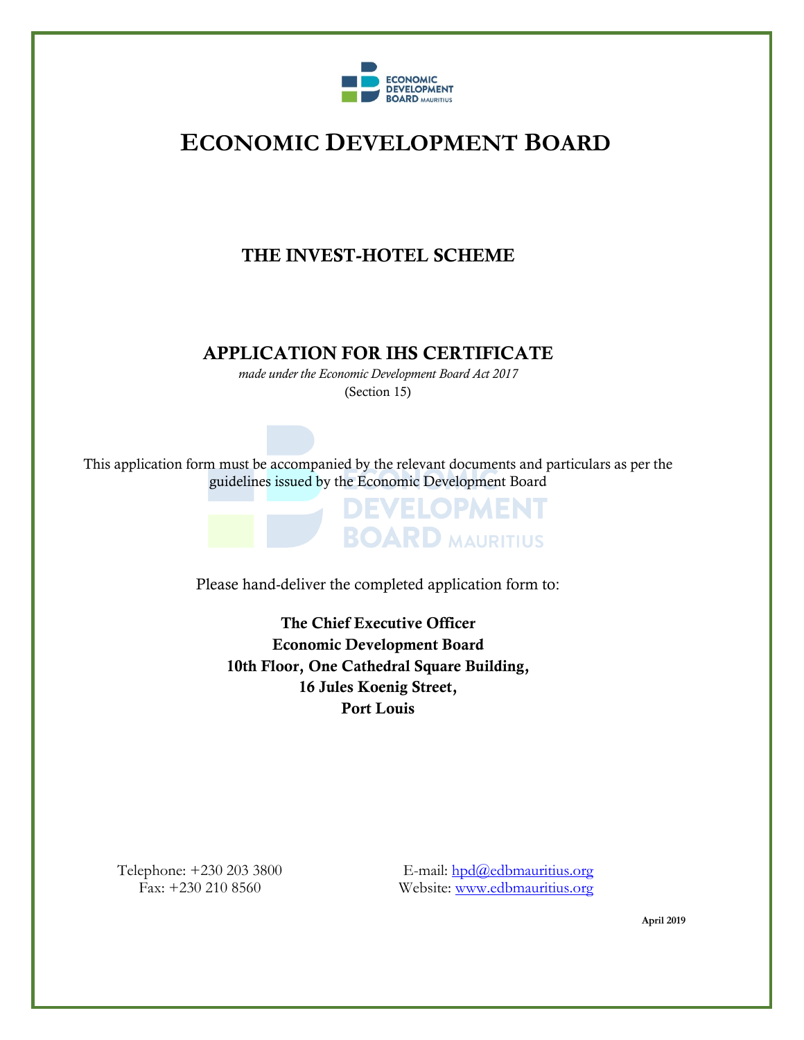# ECONOMIC DEVELOPMENT BOARD

## THE INVEST-HOTEL SCHEME

## APPLICATION FOR IHS CERTIFICATE

*made under the Economic Development Board Act 2017*

(Section 15)

This application form must be accompanied by the relevant documents and particulars as per the guidelines issued by the Economic Development Board

Please hand-deliver the completed application form to:

**The Chief Executive Officer**
**Economic Development Board**
**10th Floor, One Cathedral Square Building,**
**16 Jules Koenig Street,**
**Port Louis**

Telephone: +230 203 3800
Fax: +230 210 8560

E-mail: hpd@edbmauritius.org
Website: www.edbmauritius.org

**April 2019**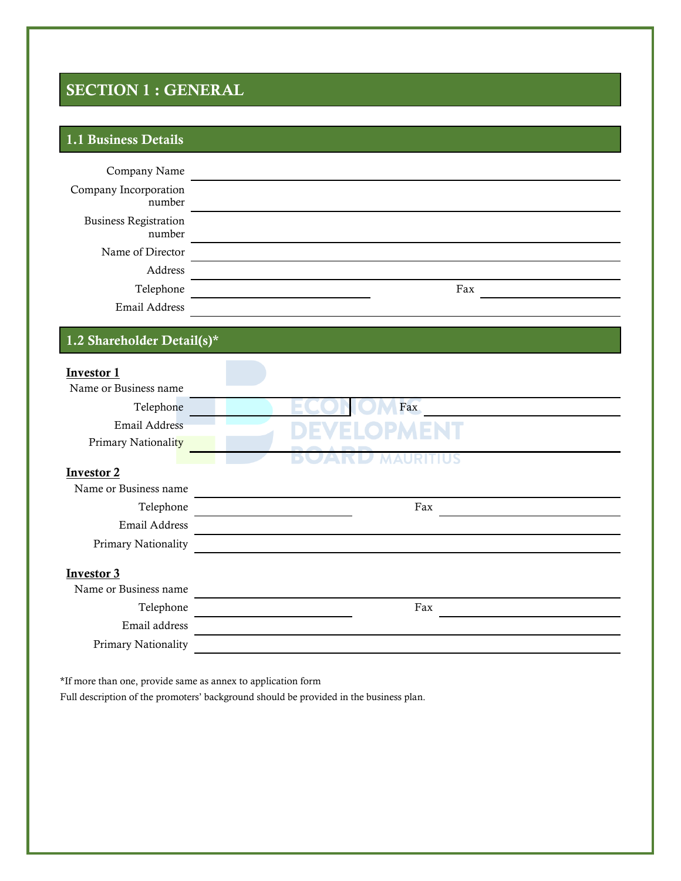## SECTION 1 : GENERAL

### 1.1 Business Details

Company Name

Company Incorporation number

Business Registration number

Name of Director

Address

Telephone Fax

Email Address

### 1.2 Shareholder Detail(s)*

**Investor 1**

Name or Business name

Telephone Fax

Email Address

Primary Nationality

**Investor 2**

Name or Business name

Telephone Fax

Email Address

Primary Nationality

**Investor 3**

Name or Business name

Telephone Fax

Email address

Primary Nationality

*If more than one, provide same as annex to application form

Full description of the promoters' background should be provided in the business plan.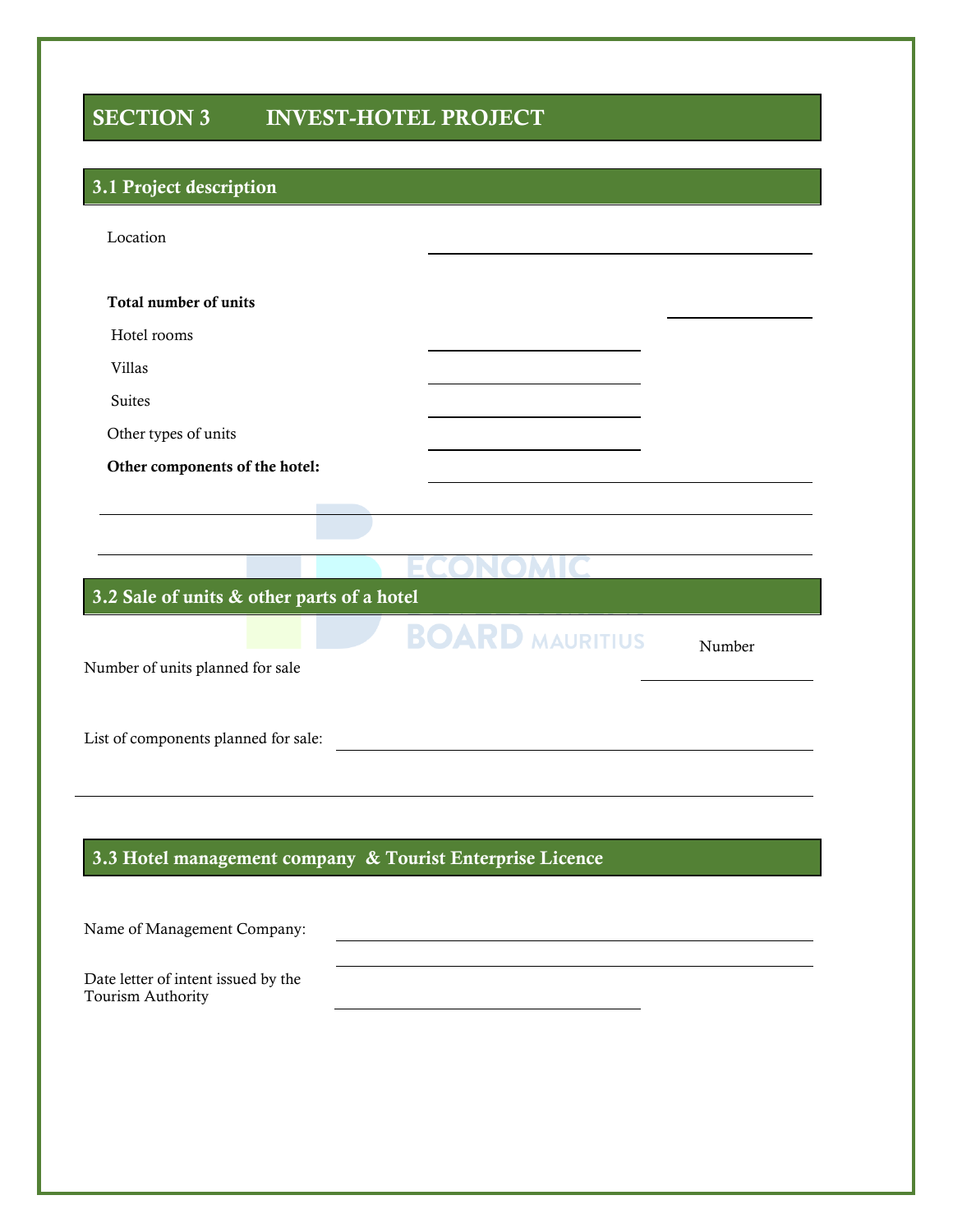# SECTION 3 INVEST-HOTEL PROJECT

## 3.1 Project description

Location \_\_\_\_\_\_\_\_\_\_\_\_\_\_\_\_\_\_\_\_\_\_\_\_

**Total number of units** \_\_\_\_\_\_\_\_\_\_

Hotel rooms \_\_\_\_\_\_\_\_\_\_\_\_\_\_

Villas \_\_\_\_\_\_\_\_\_\_\_\_\_\_

Suites \_\_\_\_\_\_\_\_\_\_\_\_\_\_

Other types of units \_\_\_\_\_\_\_\_\_\_\_\_\_\_

**Other components of the hotel:** \_\_\_\_\_\_\_\_\_\_\_\_\_\_\_\_\_\_\_\_\_\_\_\_

\_\_\_\_\_\_\_\_\_\_\_\_\_\_\_\_\_\_\_\_\_\_\_\_\_\_\_\_\_\_\_\_\_\_\_\_\_\_\_\_\_\_\_\_\_\_

\_\_\_\_\_\_\_\_\_\_\_\_\_\_\_\_\_\_\_\_\_\_\_\_\_\_\_\_\_\_\_\_\_\_\_\_\_\_\_\_\_\_\_\_\_\_

## 3.2 Sale of units & other parts of a hotel

Number of units planned for sale — Number \_\_\_\_\_\_\_\_\_\_

List of components planned for sale: \_\_\_\_\_\_\_\_\_\_\_\_\_\_\_\_\_\_\_\_\_\_\_\_\_\_\_\_\_\_

\_\_\_\_\_\_\_\_\_\_\_\_\_\_\_\_\_\_\_\_\_\_\_\_\_\_\_\_\_\_\_\_\_\_\_\_\_\_\_\_\_\_\_\_\_\_

## 3.3 Hotel management company & Tourist Enterprise Licence

Name of Management Company: \_\_\_\_\_\_\_\_\_\_\_\_\_\_\_\_\_\_\_\_\_\_\_\_\_\_\_\_\_\_

\_\_\_\_\_\_\_\_\_\_\_\_\_\_\_\_\_\_\_\_\_\_\_\_\_\_\_\_\_\_

Date letter of intent issued by the Tourism Authority \_\_\_\_\_\_\_\_\_\_\_\_\_\_\_\_\_\_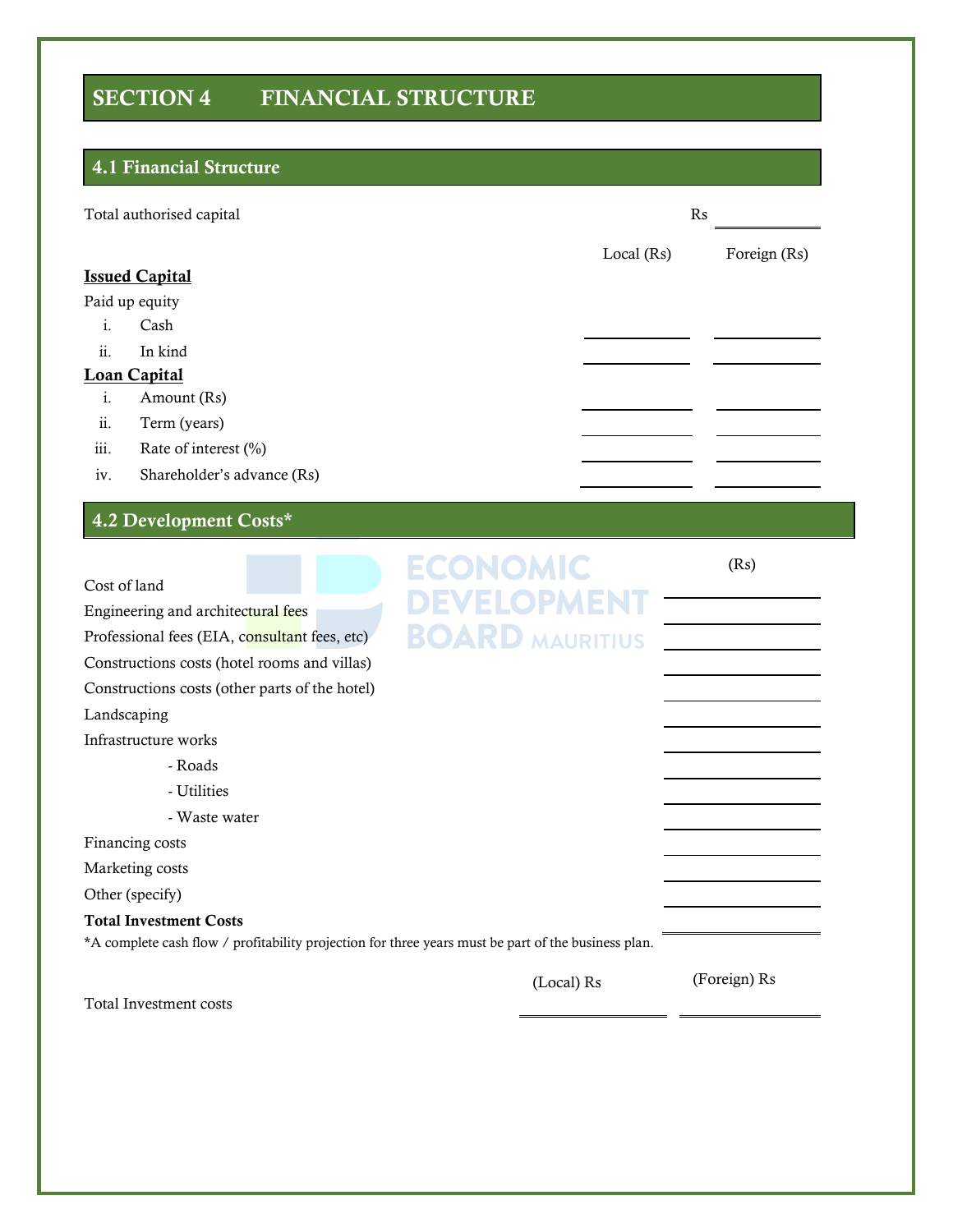# SECTION 4 FINANCIAL STRUCTURE

## 4.1 Financial Structure

Total authorised capital Rs ____________

| | Local (Rs) | Foreign (Rs) |
|---|---|---|
| **Issued Capital** | | |
| Paid up equity | | |
| i. Cash | | |
| ii. In kind | | |
| **Loan Capital** | | |
| i. Amount (Rs) | | |
| ii. Term (years) | | |
| iii. Rate of interest (%) | | |
| iv. Shareholder's advance (Rs) | | |

## 4.2 Development Costs*

| | (Rs) |
|---|---|
| Cost of land | |
| Engineering and architectural fees | |
| Professional fees (EIA, consultant fees, etc) | |
| Constructions costs (hotel rooms and villas) | |
| Constructions costs (other parts of the hotel) | |
| Landscaping | |
| Infrastructure works | |
| - Roads | |
| - Utilities | |
| - Waste water | |
| Financing costs | |
| Marketing costs | |
| Other (specify) | |
| **Total Investment Costs** | |

*A complete cash flow / profitability projection for three years must be part of the business plan.

| | (Local) Rs | (Foreign) Rs |
|---|---|---|
| Total Investment costs | | |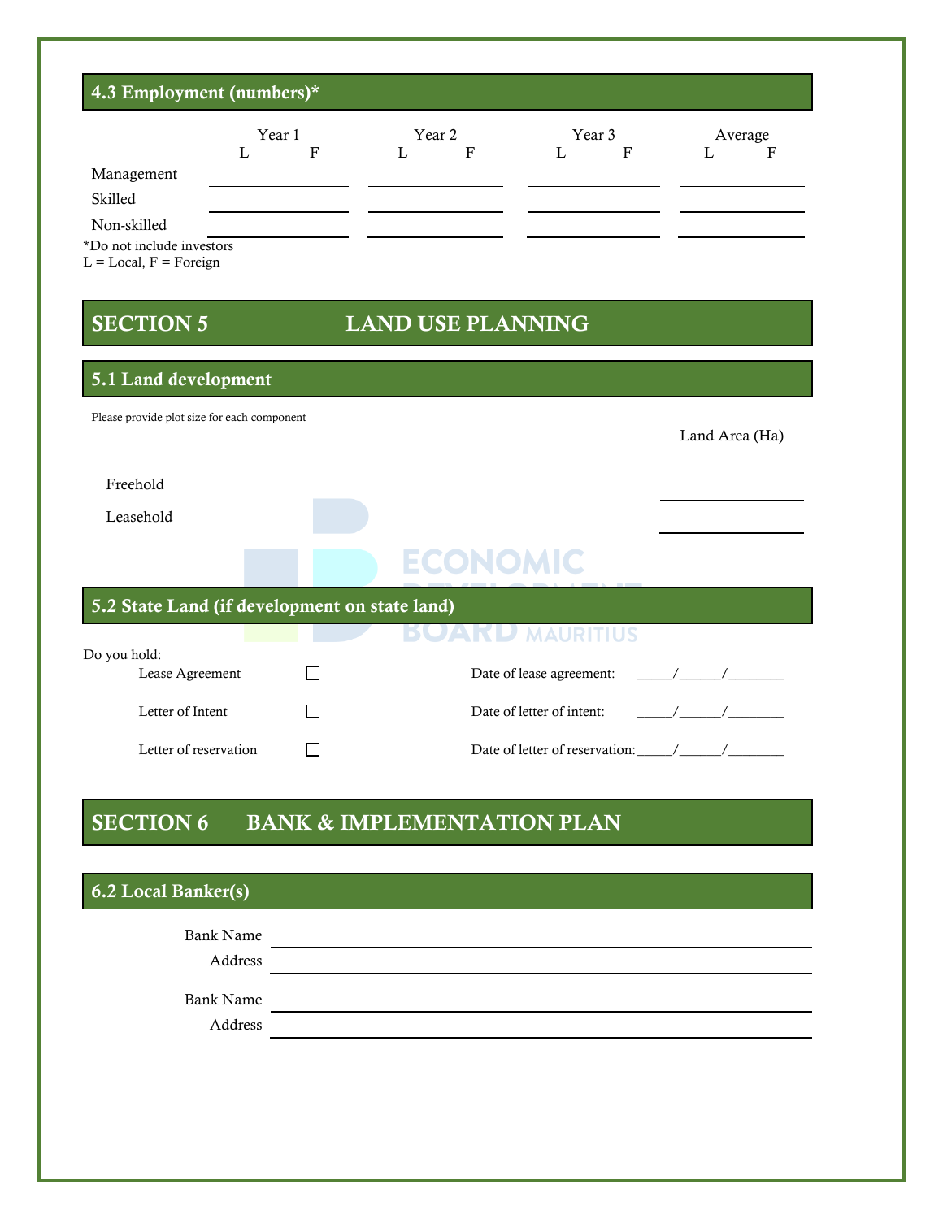### 4.3 Employment (numbers)*

| | Year 1 | | Year 2 | | Year 3 | | Average | |
|---|---|---|---|---|---|---|---|---|
| | L | F | L | F | L | F | L | F |
| Management | | | | | | | | |
| Skilled | | | | | | | | |
| Non-skilled | | | | | | | | |

*Do not include investors
L = Local, F = Foreign

## SECTION 5 LAND USE PLANNING

### 5.1 Land development

Please provide plot size for each component

| | Land Area (Ha) |
|---|---|
| Freehold | ____________ |
| Leasehold | ____________ |

### 5.2 State Land (if development on state land)

Do you hold:

| | | | |
|---|---|---|---|
| Lease Agreement | ☐ | Date of lease agreement: | _____/______/________ |
| Letter of Intent | ☐ | Date of letter of intent: | _____/______/________ |
| Letter of reservation | ☐ | Date of letter of reservation: | _____/______/________ |

## SECTION 6 BANK & IMPLEMENTATION PLAN

### 6.2 Local Banker(s)

Bank Name ______________________________

Address ______________________________

Bank Name ______________________________

Address ______________________________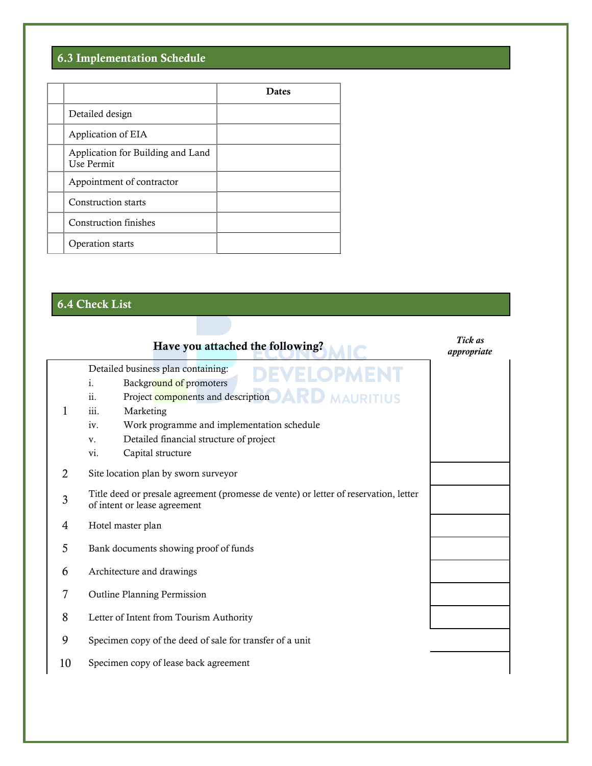## 6.3 Implementation Schedule

| | | Dates |
|---|---|---|
| | Detailed design | |
| | Application of EIA | |
| | Application for Building and Land Use Permit | |
| | Appointment of contractor | |
| | Construction starts | |
| | Construction finishes | |
| | Operation starts | |

## 6.4 Check List

| | **Have you attached the following?** | ***Tick as appropriate*** |
|---|---|---|
| 1 | Detailed business plan containing:<br>i. Background of promoters<br>ii. Project components and description<br>iii. Marketing<br>iv. Work programme and implementation schedule<br>v. Detailed financial structure of project<br>vi. Capital structure | |
| 2 | Site location plan by sworn surveyor | |
| 3 | Title deed or presale agreement (promesse de vente) or letter of reservation, letter of intent or lease agreement | |
| 4 | Hotel master plan | |
| 5 | Bank documents showing proof of funds | |
| 6 | Architecture and drawings | |
| 7 | Outline Planning Permission | |
| 8 | Letter of Intent from Tourism Authority | |
| 9 | Specimen copy of the deed of sale for transfer of a unit | |
| 10 | Specimen copy of lease back agreement | |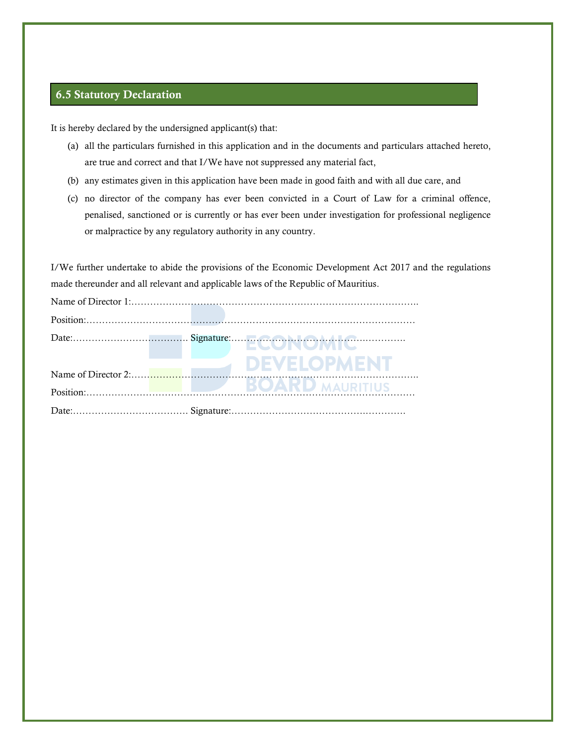## 6.5 Statutory Declaration

It is hereby declared by the undersigned applicant(s) that:

(a) all the particulars furnished in this application and in the documents and particulars attached hereto, are true and correct and that I/We have not suppressed any material fact,

(b) any estimates given in this application have been made in good faith and with all due care, and

(c) no director of the company has ever been convicted in a Court of Law for a criminal offence, penalised, sanctioned or is currently or has ever been under investigation for professional negligence or malpractice by any regulatory authority in any country.

I/We further undertake to abide the provisions of the Economic Development Act 2017 and the regulations made thereunder and all relevant and applicable laws of the Republic of Mauritius.

Name of Director 1:………………………………………………………………………………….

Position:……………………………………………………………………………………………

Date:……………………………… Signature:………………………………………………

Name of Director 2:………………………………………………………………………………….

Position:……………………………………………………………………………………………

Date:……………………………… Signature:………………………………………………